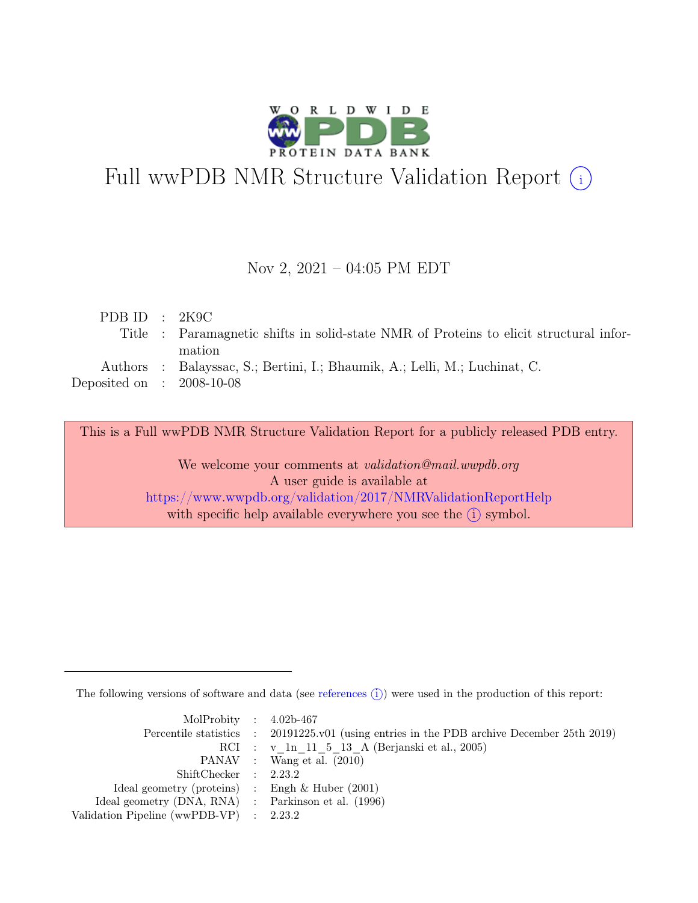# Full wwPDB NMR Structure Validation Report (i)

Nov 2, 2021 – 04:05 PM EDT

| | | |
|---|---|---|
| PDB ID | : | 2K9C |
| Title | : | Paramagnetic shifts in solid-state NMR of Proteins to elicit structural information |
| Authors | : | Balayssac, S.; Bertini, I.; Bhaumik, A.; Lelli, M.; Luchinat, C. |
| Deposited on | : | 2008-10-08 |

This is a Full wwPDB NMR Structure Validation Report for a publicly released PDB entry.

We welcome your comments at *validation@mail.wwpdb.org*
A user guide is available at
https://www.wwpdb.org/validation/2017/NMRValidationReportHelp
with specific help available everywhere you see the (i) symbol.

The following versions of software and data (see references (i)) were used in the production of this report:

| | | |
|---|---|---|
| MolProbity | : | 4.02b-467 |
| Percentile statistics | : | 20191225.v01 (using entries in the PDB archive December 25th 2019) |
| RCI | : | v_1n_11_5_13_A (Berjanski et al., 2005) |
| PANAV | : | Wang et al. (2010) |
| ShiftChecker | : | 2.23.2 |
| Ideal geometry (proteins) | : | Engh & Huber (2001) |
| Ideal geometry (DNA, RNA) | : | Parkinson et al. (1996) |
| Validation Pipeline (wwPDB-VP) | : | 2.23.2 |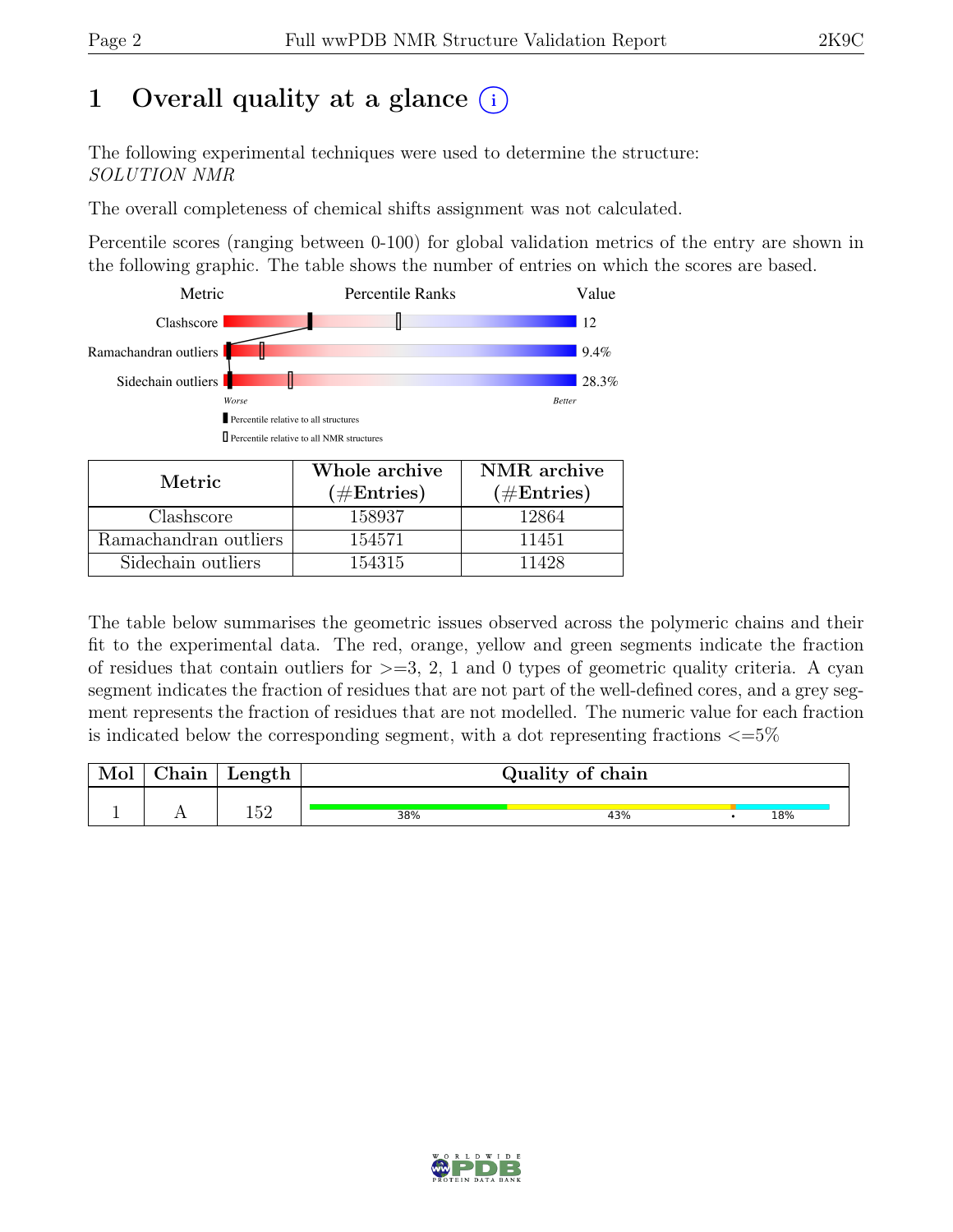# 1 Overall quality at a glance (i)

The following experimental techniques were used to determine the structure:
*SOLUTION NMR*

The overall completeness of chemical shifts assignment was not calculated.

Percentile scores (ranging between 0-100) for global validation metrics of the entry are shown in the following graphic. The table shows the number of entries on which the scores are based.

| Metric | Value |
|---|---|
| Clashscore | 12 |
| Ramachandran outliers | 9.4% |
| Sidechain outliers | 28.3% |

| Metric | Whole archive (#Entries) | NMR archive (#Entries) |
|---|---|---|
| Clashscore | 158937 | 12864 |
| Ramachandran outliers | 154571 | 11451 |
| Sidechain outliers | 154315 | 11428 |

The table below summarises the geometric issues observed across the polymeric chains and their fit to the experimental data. The red, orange, yellow and green segments indicate the fraction of residues that contain outliers for >=3, 2, 1 and 0 types of geometric quality criteria. A cyan segment indicates the fraction of residues that are not part of the well-defined cores, and a grey segment represents the fraction of residues that are not modelled. The numeric value for each fraction is indicated below the corresponding segment, with a dot representing fractions <=5%

| Mol | Chain | Length | Quality of chain |
|---|---|---|---|
| 1 | A | 152 | 38% 43% • 18% |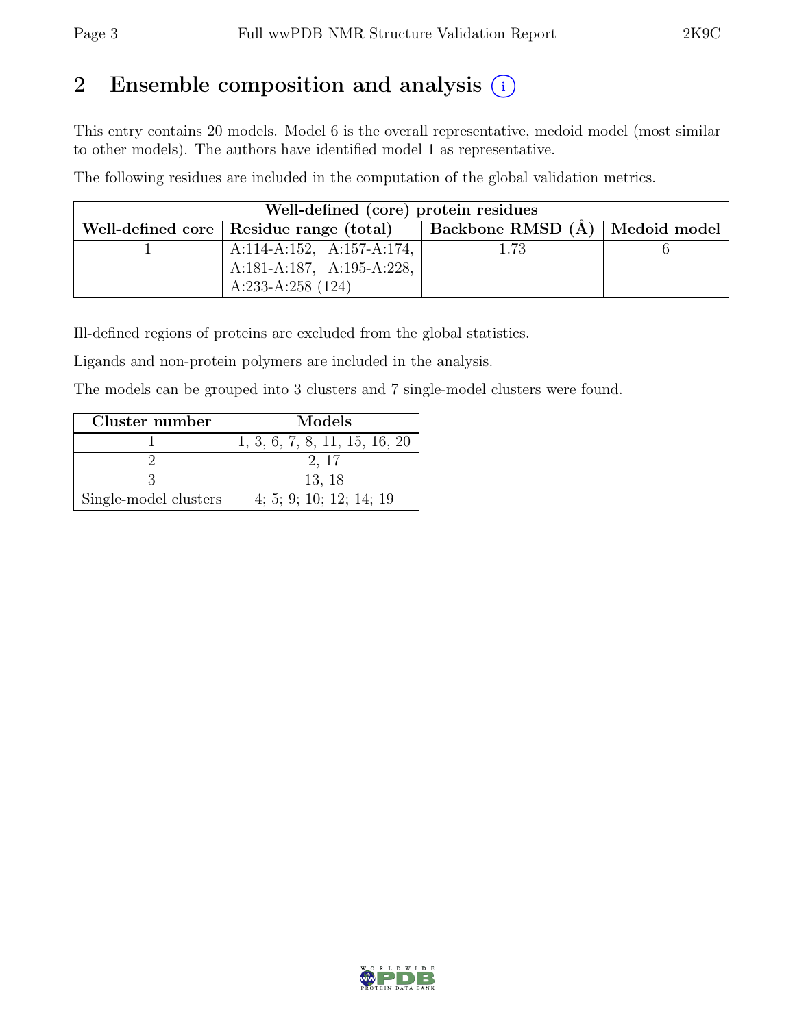## 2 Ensemble composition and analysis

This entry contains 20 models. Model 6 is the overall representative, medoid model (most similar to other models). The authors have identified model 1 as representative.

The following residues are included in the computation of the global validation metrics.

| Well-defined (core) protein residues | | | |
|---|---|---|---|
| Well-defined core | Residue range (total) | Backbone RMSD (Å) | Medoid model |
| 1 | A:114-A:152, A:157-A:174, A:181-A:187, A:195-A:228, A:233-A:258 (124) | 1.73 | 6 |

Ill-defined regions of proteins are excluded from the global statistics.

Ligands and non-protein polymers are included in the analysis.

The models can be grouped into 3 clusters and 7 single-model clusters were found.

| Cluster number | Models |
|---|---|
| 1 | 1, 3, 6, 7, 8, 11, 15, 16, 20 |
| 2 | 2, 17 |
| 3 | 13, 18 |
| Single-model clusters | 4; 5; 9; 10; 12; 14; 19 |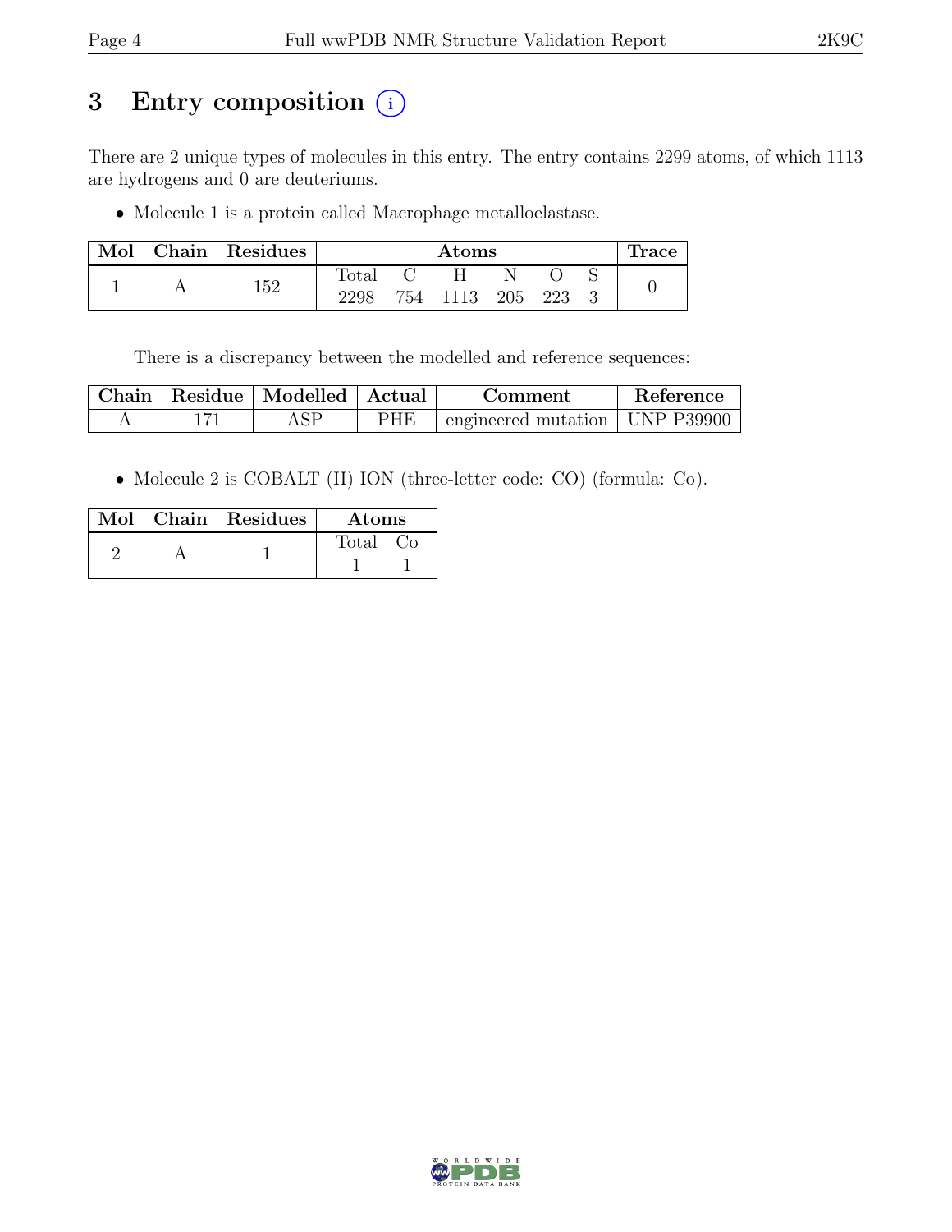# 3 Entry composition (i)

There are 2 unique types of molecules in this entry. The entry contains 2299 atoms, of which 1113 are hydrogens and 0 are deuteriums.

- Molecule 1 is a protein called Macrophage metalloelastase.

| Mol | Chain | Residues | Atoms | | | | | | Trace |
|---|---|---|---|---|---|---|---|---|---|
| | | | Total | C | H | N | O | S | |
| 1 | A | 152 | 2298 | 754 | 1113 | 205 | 223 | 3 | 0 |

There is a discrepancy between the modelled and reference sequences:

| Chain | Residue | Modelled | Actual | Comment | Reference |
|---|---|---|---|---|---|
| A | 171 | ASP | PHE | engineered mutation | UNP P39900 |

- Molecule 2 is COBALT (II) ION (three-letter code: CO) (formula: Co).

| Mol | Chain | Residues | Atoms | |
|---|---|---|---|---|
| | | | Total | Co |
| 2 | A | 1 | 1 | 1 |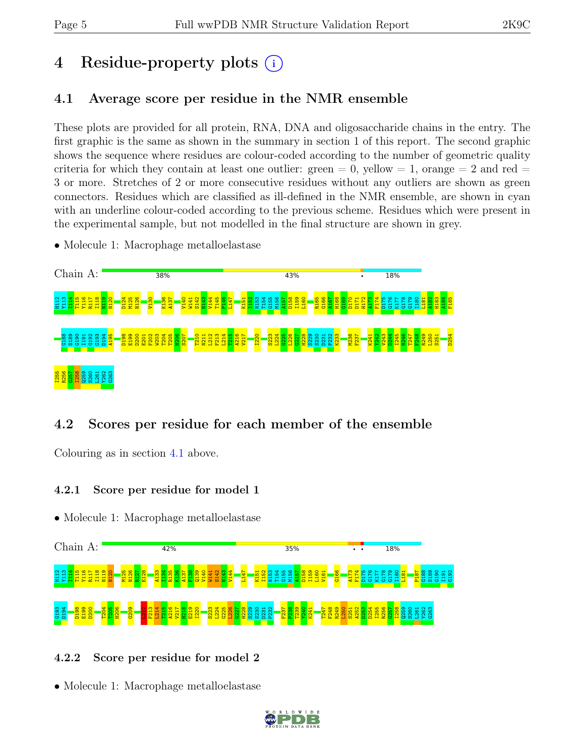# 4 Residue-property plots

## 4.1 Average score per residue in the NMR ensemble

These plots are provided for all protein, RNA, DNA and oligosaccharide chains in the entry. The first graphic is the same as shown in the summary in section 1 of this report. The second graphic shows the sequence where residues are colour-coded according to the number of geometric quality criteria for which they contain at least one outlier: green = 0, yellow = 1, orange = 2 and red = 3 or more. Stretches of 2 or more consecutive residues without any outliers are shown as green connectors. Residues which are classified as ill-defined in the NMR ensemble, are shown in cyan with an underline colour-coded according to the previous scheme. Residues which were present in the experimental sample, but not modelled in the final structure are shown in grey.

- Molecule 1: Macrophage metalloelastase

Chain A: 38% 43% • 18%

H112 Y113 I114 T115 Y116 R117 I118 N119 N120 D124 M125 N126 V130 K136 A137 V140 W141 S142 N143 V144 T145 P146 L147 K151 I152 N153 T154 G155 M156 A157 D158 I159 L160 R165 G166 A167 H168 G169 D170 D171 H172 A173 F174 D175 G176 K177 G178 G179 I180 L181 A182 H183 A184 F185 G188 S189 G190 I191 G192 G193 D194 A195 D198 E199 D200 E201 F202 W203 T204 T205 H206 S207 T210 N211 L212 F213 L214 T215 A216 V217 I220 S223 L224 G225 L226 G227 H228 S229 S230 D231 P232 K233 M236 F237 K241 Y242 V243 D244 I245 N246 T247 F248 R249 L250 S251 D254 I255 R256 G257 I258 Q259 S260 L261 Y262 G263

## 4.2 Scores per residue for each member of the ensemble

Colouring as in section 4.1 above.

### 4.2.1 Score per residue for model 1

- Molecule 1: Macrophage metalloelastase

Chain A: 42% 35% • • 18%

H112 Y113 I114 T115 Y116 R117 I118 N119 N120 M125 N126 R127 E128 A133 I134 R135 K136 A137 F138 Q139 V140 W141 S142 N143 V144 L147 K151 I152 N153 T154 G155 M156 A157 D158 I159 L160 V161 G166 A173 F174 D175 G176 K177 G178 G179 I180 L181 P187 G188 S189 G190 I191 G192 G193 D194 D198 E199 D200 T204 T205 H206 G209 L212 F213 L214 T215 A216 V217 N218 E219 I220 S223 L224 G225 L226 G227 H228 S229 S230 D231 P232 F237 F238 T239 Y240 K241 T247 F248 R249 L250 S251 A252 D253 D254 I255 R256 G257 I258 Q259 S260 L261 Y262 G263

### 4.2.2 Score per residue for model 2

- Molecule 1: Macrophage metalloelastase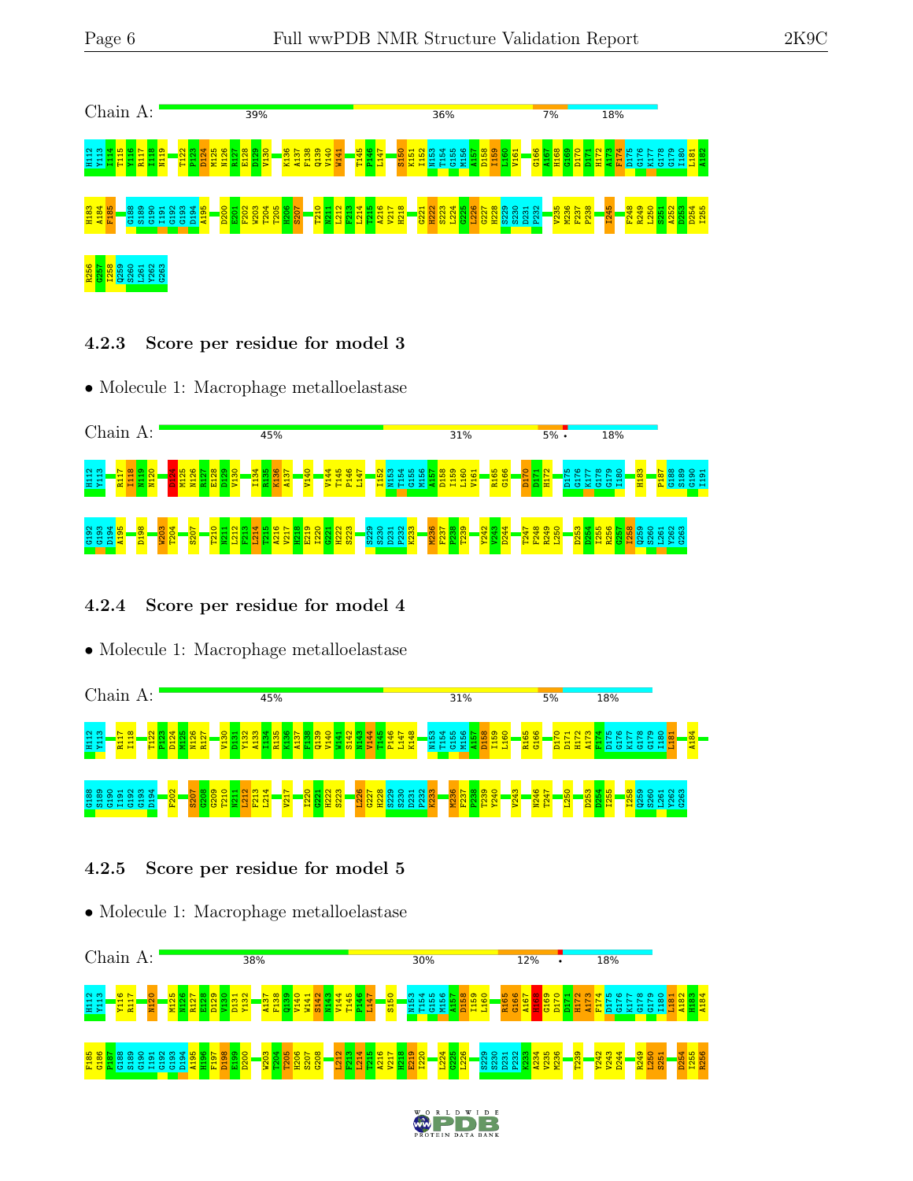Chain A: 39% 36% 7% 18%

H112 Y113 I114 T115 Y116 R117 I118 N119 T122 P123 D124 M125 N126 R127 E128 D129 V130 K136 A137 F138 Q139 V140 W141 T145 P146 L147 S150 K151 I152 N153 T154 G155 M156 A157 D158 I159 L160 V161 G166 A167 H168 G169 D170 D171 H172 A173 F174 D175 G176 K177 G178 G179 I180 L181 A182

H183 A184 F185 G188 S189 G190 I191 G192 G193 D194 A195 D200 E201 F202 W203 T204 T205 H206 S207 T210 N211 L212 F213 L214 T215 A216 V217 H218 G221 H222 S223 L224 G225 L226 G227 H228 S229 S230 D231 P232 V235 M236 F237 P238 I245 F248 R249 L250 S251 A252 D253 D254 I255

R256 G257 I258 Q259 S260 L261 Y262 G263

### 4.2.3 Score per residue for model 3

- Molecule 1: Macrophage metalloelastase

Chain A: 45% 31% 5% • 18%

H112 Y113 R117 I118 N119 N120 D124 M125 N126 R127 E128 D129 V130 I134 K135 K136 A137 V140 V144 T145 P146 L147 I152 N153 T154 G155 M156 A157 D158 I159 L160 V161 R165 G166 D170 D171 H172 D175 G176 K177 G178 G179 I180 H183 P187 G188 S189 G190 I191

G192 G193 D194 A195 D198 W203 T204 S207 T210 N211 L212 F213 L214 T215 A216 V217 H218 E219 I220 G221 H222 S223 S229 S230 D231 P232 K233 M236 F237 P238 T239 Y242 V243 D244 T247 F248 R249 L250 D253 D254 I255 R256 G257 I258 Q259 S260 L261 Y262 G263

### 4.2.4 Score per residue for model 4

- Molecule 1: Macrophage metalloelastase

Chain A: 45% 31% 5% 18%

H112 Y113 R117 I118 T122 P123 D124 M125 N126 R127 V130 D131 Y132 A133 I134 K135 K136 A137 F138 Q139 V140 W141 S142 N143 V144 T145 P146 L147 K148 N153 T154 G155 M156 A157 D158 I159 L160 R165 G166 D170 D171 H172 A173 F174 D175 G176 K177 G178 G179 I180 L181 A184

G188 S189 G190 I191 G192 G193 D194 F202 S207 G208 G209 T210 N211 L212 F213 L214 V217 I220 G221 H222 S223 L226 G227 H228 S229 S230 D231 P232 K233 M236 F237 P238 T239 Y240 V243 N246 T247 L250 D253 D254 I255 I258 Q259 S260 L261 Y262 G263

### 4.2.5 Score per residue for model 5

- Molecule 1: Macrophage metalloelastase

Chain A: 38% 30% 12% • 18%

H112 Y113 Y116 R117 N120 M125 N126 R127 E128 D129 V130 D131 Y132 A137 F138 Q139 V140 W141 S142 N143 V144 T145 P146 L147 S150 N153 T154 G155 M156 A157 D158 I159 L160 R165 G166 A167 H168 G169 D170 D171 H172 A173 F174 D175 G176 K177 G178 G179 I180 L181 A182 H183 A184

F185 G186 P187 G188 S189 G190 I191 G192 G193 D194 A195 H196 F197 D198 E199 D200 W203 T204 T205 H206 S207 G208 L212 F213 L214 T215 A216 V217 H218 E219 I220 L224 G225 L226 S229 S230 D231 P232 K233 A234 V235 M236 T239 Y242 V243 D244 R249 L250 S251 D254 I255 R256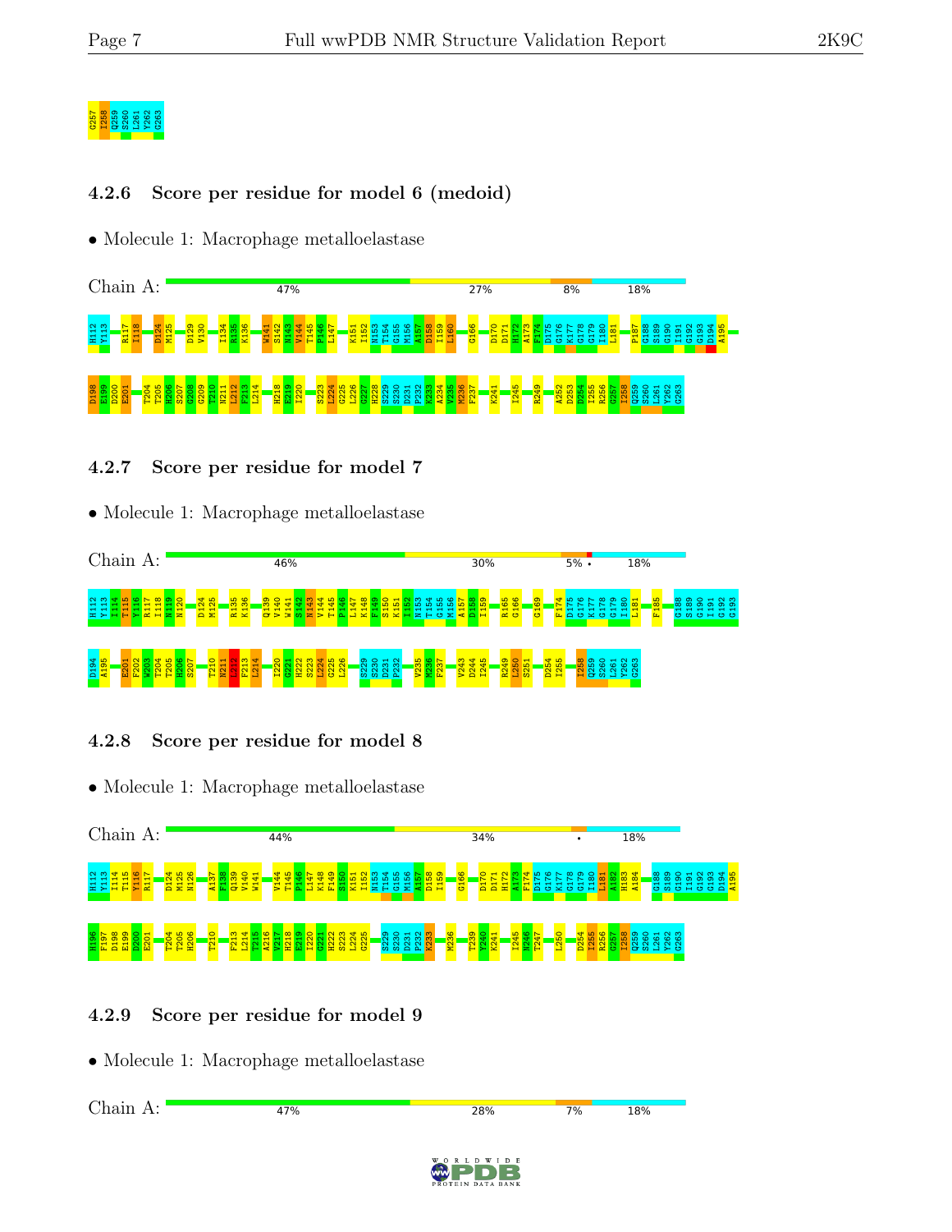G257
I258
Q259
S260
L261
Y262
G263

### 4.2.6 Score per residue for model 6 (medoid)

• Molecule 1: Macrophage metalloelastase

Chain A: 47% 27% 8% 18%

H112 Y113 R117 I118 D124 M125 D129 V130 I134 R135 K136 W141 S142 N143 V144 T145 P146 L147 K151 I152 N153 T154 G155 M156 A157 D158 I159 L160 G166 D170 D171 H172 A173 F174 D175 G176 K177 G178 G179 I180 L181 P187 G188 S189 G190 I191 G192 G193 D194 A195

D198 E199 D200 E201 T204 T205 H206 S207 G208 G209 T210 N211 L212 F213 L214 H218 E219 I220 S223 L224 G225 L226 G227 H228 S229 S230 D231 P232 K233 A234 V235 M236 F237 K241 I245 R249 A252 D253 D254 I255 R256 G257 I258 Q259 S260 L261 Y262 G263

### 4.2.7 Score per residue for model 7

• Molecule 1: Macrophage metalloelastase

Chain A: 46% 30% 5% • 18%

H112 Y113 I114 T115 Y116 R117 I118 N119 N120 D124 M125 R135 K136 Q139 V140 W141 S142 N143 V144 T145 P146 L147 K148 F149 S150 K151 I152 N153 T154 G155 M156 A157 D158 I159 R165 G166 G169 F174 D175 G176 K177 G178 G179 I180 L181 F185 G188 S189 G190 I191 G192 G193

D194 A195 E201 F202 W203 T204 T205 H206 S207 T210 N211 L212 F213 L214 I220 G221 H222 S223 L224 G225 L226 S229 S230 D231 P232 V235 M236 F237 V243 D244 I245 R249 L250 S251 D254 I255 I258 Q259 S260 L261 Y262 G263

### 4.2.8 Score per residue for model 8

• Molecule 1: Macrophage metalloelastase

Chain A: 44% 34% • 18%

H112 Y113 I114 T115 Y116 R117 D124 M125 N126 A137 F138 Q139 V140 W141 V144 T145 P146 L147 K148 F149 S150 K151 I152 N153 T154 G155 M156 A157 D158 I159 G166 D170 D171 H172 A173 F174 D175 G176 K177 G178 G179 I180 L181 A182 H183 A184 G188 S189 G190 I191 G192 G193 D194 A195

H196 F197 D198 E199 D200 E201 T204 T205 H206 T210 F213 L214 T215 A216 V217 H218 E219 I220 G221 H222 S223 L224 G225 S229 S230 D231 P232 K233 M236 T239 Y240 K241 I245 N246 T247 L250 D254 I255 R256 G257 I258 Q259 S260 L261 Y262 G263

### 4.2.9 Score per residue for model 9

• Molecule 1: Macrophage metalloelastase

Chain A: 47% 28% 7% 18%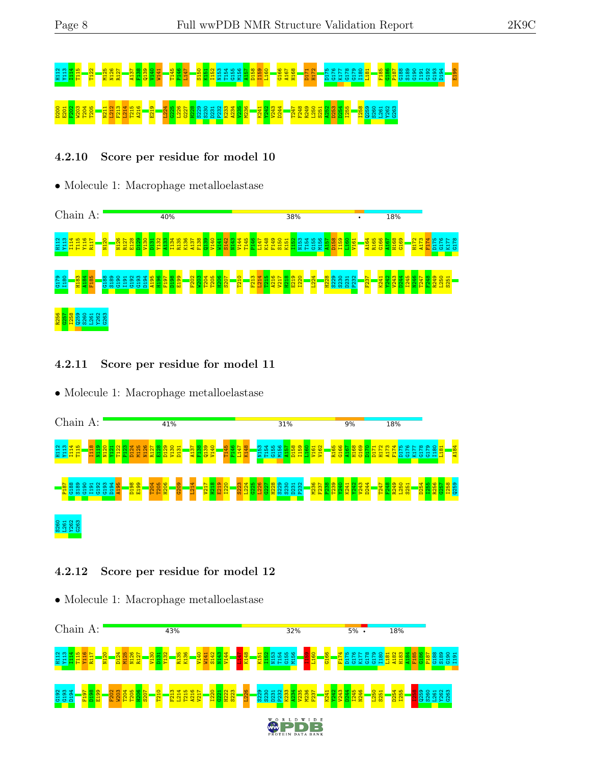H112 Y113 I114 T115 T122 M125 N126 R127 A137 F138 Q139 V140 W141 T145 P146 L147 S150 K151 I152 N153 T154 G155 M156 A157 D158 I159 L160 G166 A167 H168 D171 H172 D175 G176 K177 G178 G179 I180 L181 F185 G186 P187 G188 S189 G190 I191 G192 G193 D194 E199

D200 E201 F202 W203 T204 T205 N211 L212 F213 L214 T215 A216 E219 L224 G225 L226 G227 H228 S229 S230 D231 P232 K233 A234 V235 M236 K241 Y242 V243 D244 T247 F248 R249 L250 S251 A252 D253 D254 I255 I258 Q259 S260 L261 Y262 G263

### 4.2.10 Score per residue for model 10

- Molecule 1: Macrophage metalloelastase

Chain A: 40% | 38% | • | 18%

H112 Y113 I114 T115 Y116 R117 N120 N126 R127 E128 D129 V130 D131 Y132 A133 I134 R135 K136 A137 F138 Q139 V140 W141 S142 N143 V144 T145 P146 L147 K148 F149 S150 K151 I152 N153 T154 G155 M156 A157 D158 I159 L160 V161 A164 R165 G166 A167 H168 G169 H172 A173 F174 D175 G176 K177 G178

G179 I180 H183 A184 F185 G188 S189 G190 I191 G192 G193 D194 A195 H196 F197 D198 E199 F202 W203 T204 T205 H206 S207 T210 F213 L214 T215 A216 V217 H218 E219 I220 L224 H228 S229 S230 D231 P232 F237 K241 Y242 V243 D244 I245 N246 T247 F248 R249 L250 S251

R256 G257 I258 Q259 S260 L261 Y262 G263

### 4.2.11 Score per residue for model 11

- Molecule 1: Macrophage metalloelastase

Chain A: 41% | 31% | 9% | 18%

H112 Y113 I114 T115 I118 N119 N120 Y121 T122 P123 D124 M125 N126 R127 E128 D129 V130 D131 A137 F138 Q139 V140 T145 P146 L147 K148 N153 T154 G155 M156 A157 D158 I159 L160 V161 V162 R165 G166 A167 H168 G169 D170 D171 H172 A173 F174 D175 G176 K177 G178 G179 I180 L181 A184

P187 G188 S189 G190 I191 G192 G193 D194 A195 D198 E199 T204 T205 H206 G209 L214 V217 H218 E219 I220 S223 L224 G225 L226 G227 H228 S229 S230 D231 P232 M236 F237 P238 T239 Y240 K241 Y242 V243 D244 T247 F248 R249 L250 S251 D254 I255 R256 G257 I258 Q259

S260 L261 Y262 G263

### 4.2.12 Score per residue for model 12

- Molecule 1: Macrophage metalloelastase

Chain A: 43% | 32% | 5% | • | 18%

H112 Y113 I114 T115 Y116 R117 N120 D124 M125 N126 R127 V130 D131 Y132 R135 K136 V140 W141 S142 N143 V144 L147 K148 K151 I152 N153 T154 G155 M156 I159 L160 G166 F174 D175 G176 K177 G178 G179 I180 L181 A182 H183 A184 F185 G186 P187 G188 S189 G190 I191

G192 G193 D194 F197 D198 E199 F202 W203 T204 T205 H206 S207 T210 F213 L214 T215 A216 V217 I220 G221 H222 S223 L226 S229 S230 D231 P232 K233 A234 V235 M236 F237 K241 Y242 V243 D244 I245 N246 L250 S251 D254 I255 I258 Q259 S260 L261 Y262 G263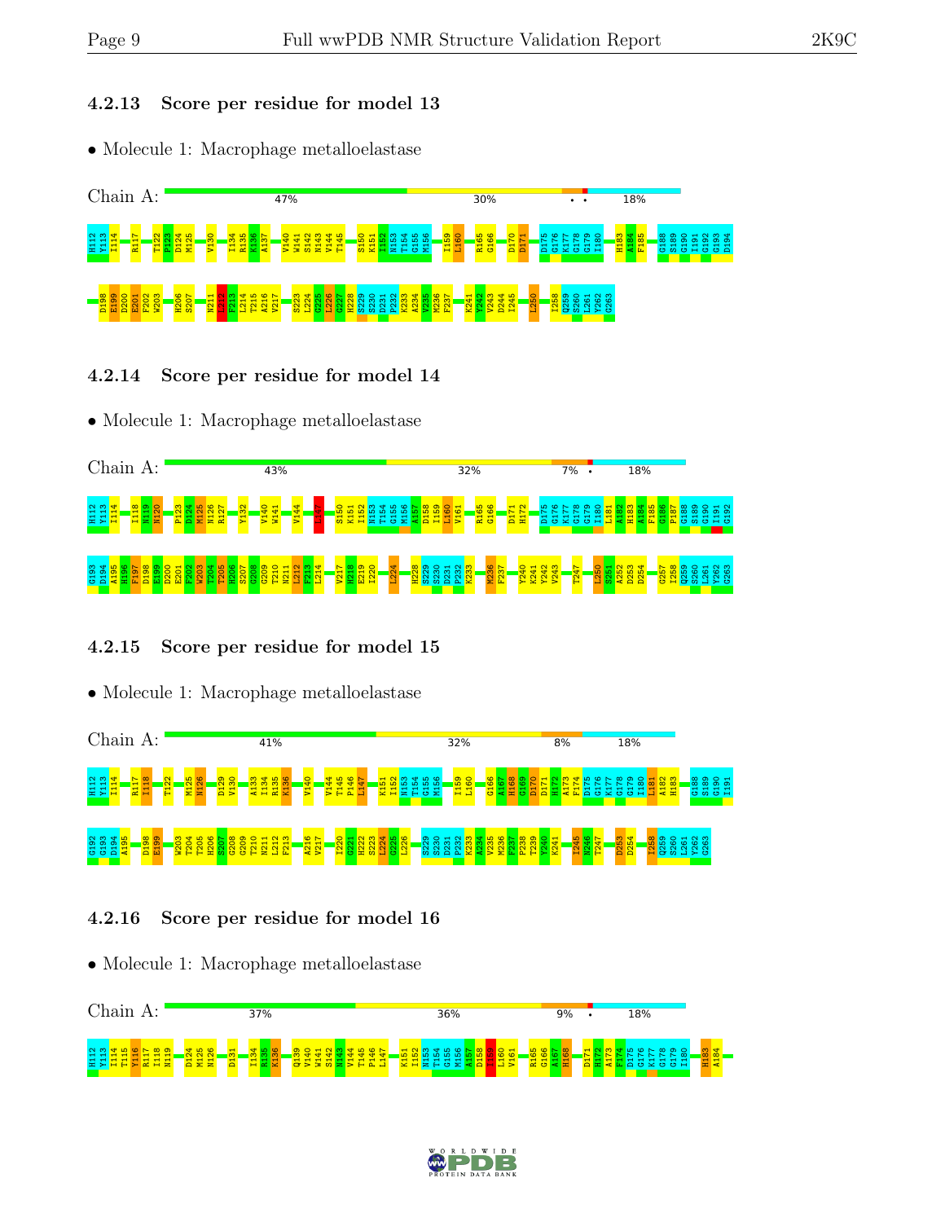### 4.2.13 Score per residue for model 13

- Molecule 1: Macrophage metalloelastase

Chain A: 47% 30% • • 18%

H112 Y113 I114 R117 T122 P123 D124 M125 V130 I134 R135 K136 A137 V140 W141 S142 N143 V144 T145 S150 K151 I152 N153 T154 G155 M156 I159 L160 R165 G166 D170 D171 D175 G176 K177 G178 G179 I180 H183 A184 F185 G188 S189 G190 I191 G192 G193 D194 D198 E199 D200 E201 F202 W203 H206 S207 N211 L212 F213 L214 T215 A216 V217 S223 L224 G225 L226 G227 H228 S229 S230 D231 P232 K233 A234 V235 M236 F237 K241 Y242 V243 D244 I245 L250 I258 Q259 S260 L261 Y262 G263

### 4.2.14 Score per residue for model 14

- Molecule 1: Macrophage metalloelastase

Chain A: 43% 32% 7% • 18%

H112 Y113 I114 I118 N119 N120 P123 D124 M125 N126 R127 Y132 V140 W141 V144 P147 S150 K151 I152 N153 T154 G155 M156 A157 D158 I159 L160 V161 R165 G166 D171 H172 D175 G176 K177 G178 G179 I180 L181 A182 H183 A184 F185 G186 P187 G188 S189 G190 I191 G192 G193 D194 A195 H196 F197 D198 E199 D200 E201 F202 W203 T204 T205 H206 S207 G208 G209 T210 N211 L212 F213 L214 V217 H218 E219 I220 L224 H228 S229 S230 D231 P232 K233 M236 F237 Y240 K241 Y242 V243 T247 L250 S251 A252 D253 D254 G257 I258 Q259 S260 L261 Y262 G263

### 4.2.15 Score per residue for model 15

- Molecule 1: Macrophage metalloelastase

Chain A: 41% 32% 8% 18%

H112 Y113 I114 R117 I118 T122 M125 N126 D129 V130 A133 I134 R135 K136 V140 V144 T145 P146 L147 K151 I152 N153 T154 G155 M156 I159 L160 G166 A167 H168 G169 D170 D171 H172 A173 F174 D175 G176 K177 G178 G179 I180 L181 A182 H183 G188 S189 G190 I191 G192 G193 D194 A195 D198 E199 W203 T204 T205 H206 S207 G208 G209 T210 N211 L212 F213 A216 V217 I220 G221 H222 S223 L224 G225 L226 S229 S230 D231 P232 K233 A234 V235 M236 F237 P238 T239 Y240 K241 I245 N246 T247 D253 D254 I258 Q259 S260 L261 Y262 G263

### 4.2.16 Score per residue for model 16

- Molecule 1: Macrophage metalloelastase

Chain A: 37% 36% 9% • 18%

H112 Y113 I114 T115 Y116 R117 I118 N119 D124 M125 N126 D131 I134 R135 K136 Q139 V140 W141 S142 N143 V144 T145 P146 L147 K151 I152 N153 T154 G155 M156 A157 D158 I159 L160 V161 R165 G166 A167 H168 D171 H172 A173 F174 D175 G176 K177 G178 G179 I180 H183 A184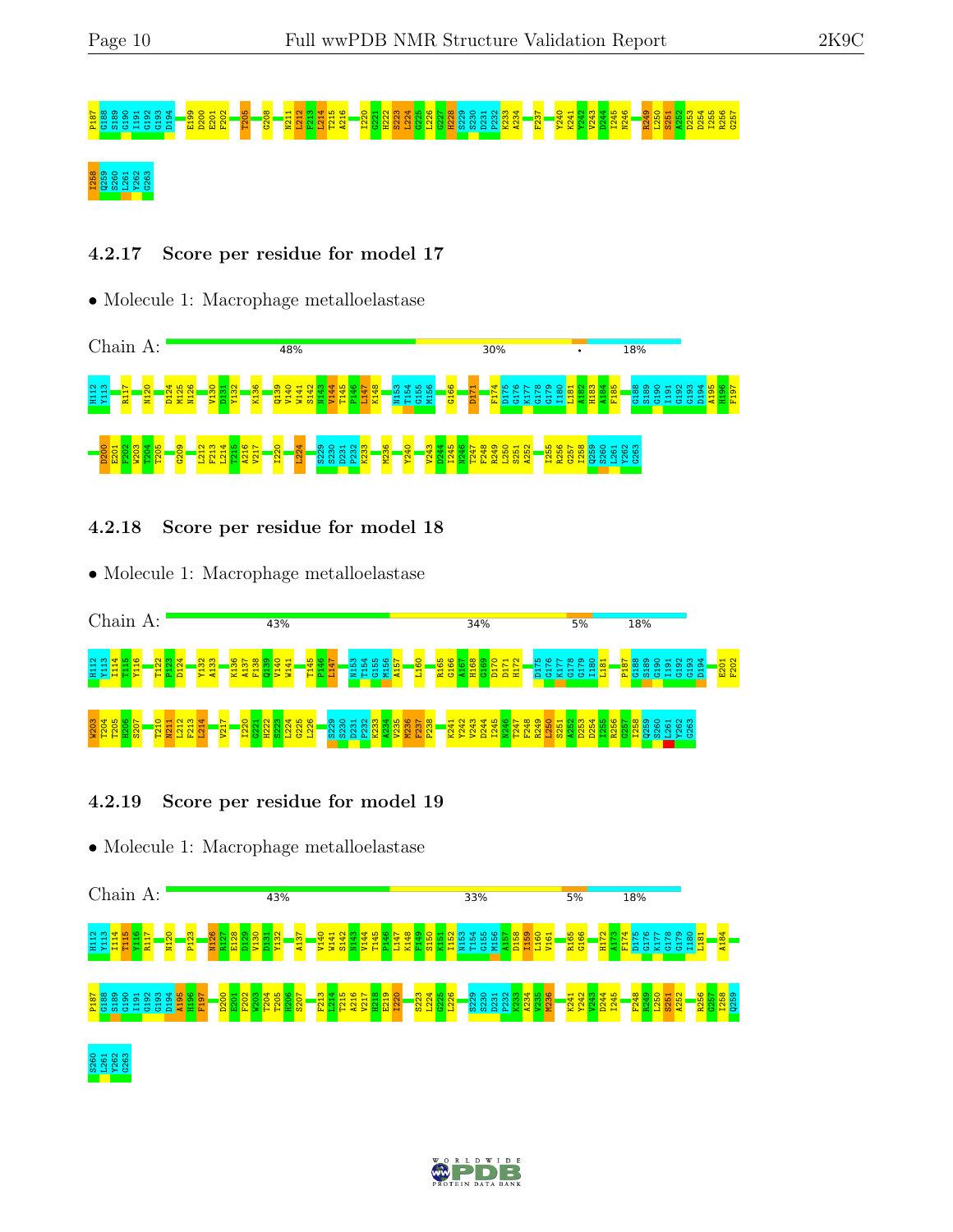P187 G188 S189 G190 I191 G192 G193 D194 E199 D200 E201 F202 T205 G208 N211 L212 F213 L214 T215 A216 I220 G221 H222 S223 L224 G225 L226 G227 H228 S229 S230 D231 P232 K233 A234 F237 Y240 K241 Y242 V243 D244 I245 N246 R249 L250 S251 A252 D253 D254 I255 R256 G257

I258 Q259 S260 L261 Y262 G263

### 4.2.17 Score per residue for model 17

- Molecule 1: Macrophage metalloelastase

Chain A: 48% | 30% | • | 18%

H112 Y113 R117 N120 D124 M125 N126 V130 D131 Y132 K136 Q139 V140 W141 S142 N143 V144 T145 P146 L147 K148 N153 T154 G155 M156 G166 D171 F174 D175 G176 K177 G178 G179 I180 L181 A182 H183 A184 F185 G188 S189 G190 I191 G192 G193 D194 A195 H196 F197

D200 E201 F202 W203 T204 T205 G209 L212 F213 L214 T215 A216 V217 I220 L224 S229 S230 D231 P232 K233 M236 Y240 V243 D244 I245 N246 T247 F248 R249 L250 S251 A252 I255 R256 G257 I258 Q259 S260 L261 Y262 G263

### 4.2.18 Score per residue for model 18

- Molecule 1: Macrophage metalloelastase

Chain A: 43% | 34% | 5% | 18%

H112 Y113 I114 T115 Y116 T122 P123 D124 Y132 A133 K136 A137 F138 Q139 V140 W141 T145 P146 L147 N153 T154 G155 M156 A157 L160 R165 G166 A167 H168 G169 D170 D171 H172 D175 G176 K177 G178 G179 I180 L181 P187 G188 S189 G190 I191 G192 G193 D194 E201 F202

W203 T204 T205 H206 S207 T210 N211 L212 F213 L214 V217 I220 G221 H222 S223 L224 L225 L226 S229 S230 D231 P232 K233 A234 V235 M236 F237 P238 K241 Y242 V243 Y244 D244 I245 N246 T247 F248 R249 L250 S251 A252 D253 D254 I255 R256 G257 I258 Q259 S260 L261 Y262 G263

### 4.2.19 Score per residue for model 19

- Molecule 1: Macrophage metalloelastase

Chain A: 43% | 33% | 5% | 18%

H112 Y113 I114 T115 Y116 R117 N120 P123 N126 R127 E128 D129 V130 D131 Y132 A137 V140 W141 S142 N143 V144 T145 P146 L147 K148 F149 S150 K151 I152 N153 T154 G155 M156 A157 D158 I159 L160 V161 R165 G166 H172 A173 F174 D175 G176 K177 G178 G179 I180 L181 A184

P187 G188 S189 G190 I191 G192 G193 D194 A195 H196 F197 D200 E201 F202 W203 T204 T205 H206 S207 F213 L214 T215 A216 V217 H218 E219 I220 S223 L224 G225 L226 S229 S230 D231 P232 K233 A234 V235 M236 K241 Y242 V243 D244 I245 F248 R249 L250 S251 A252 R256 G257 I258 Q259

S260 L261 Y262 G263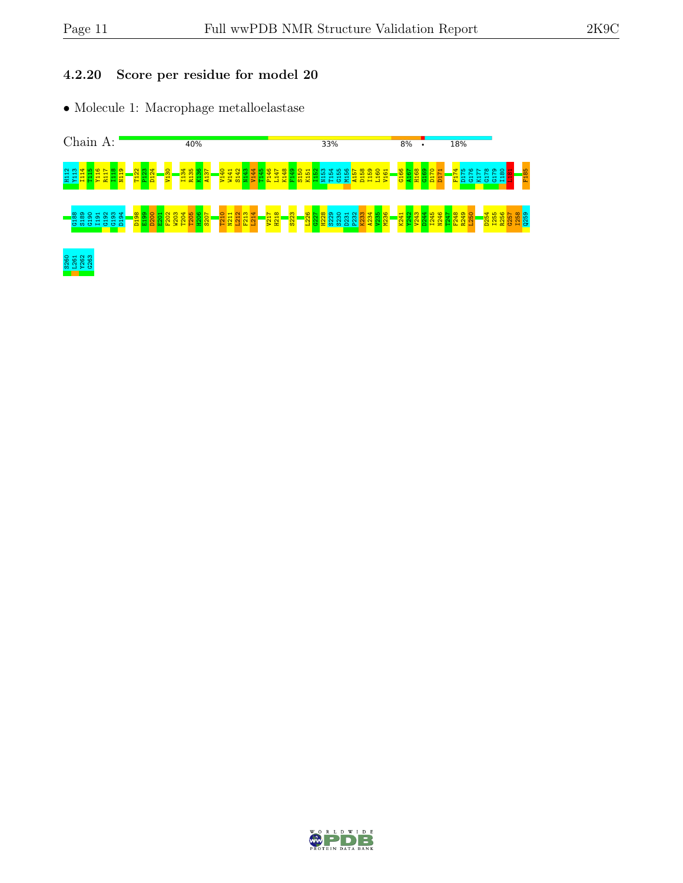### 4.2.20 Score per residue for model 20

- Molecule 1: Macrophage metalloelastase

Chain A: 40% 33% 8% • 18%

H112 Y113 I114 T115 Y116 R117 I118 N119 T122 P123 D124 V130 I134 R135 K136 A137 V140 W141 S142 N143 V144 T145 P146 L147 K148 F149 S150 K151 I152 N153 T154 G155 M156 A157 D158 I159 L160 V161 G166 A167 H168 G169 D170 D171 F174 D175 G176 K177 G178 G179 I180 L181 F185

G188 S189 G190 I191 G192 G193 D194 D198 E199 D200 E201 F202 W203 T204 T205 H206 S207 T210 N211 L212 F213 L214 V217 H218 S223 L226 G227 H228 S229 S230 D231 P232 K233 A234 V235 M236 K241 Y242 V243 D244 I245 N246 T247 F248 R249 L250 D254 I255 R256 G257 I258 Q259

S260 L261 Y262 G263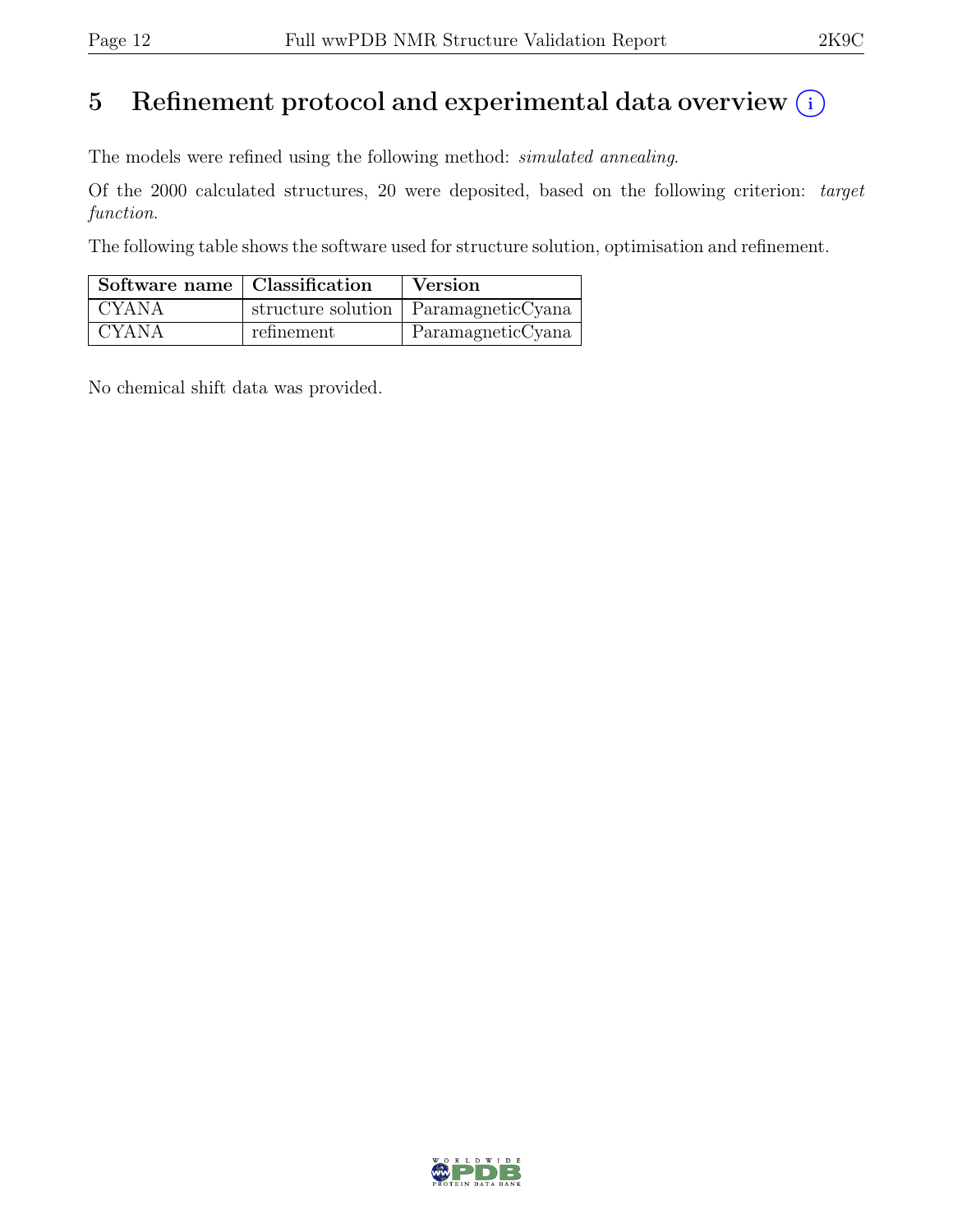# 5 Refinement protocol and experimental data overview (i)

The models were refined using the following method: *simulated annealing*.

Of the 2000 calculated structures, 20 were deposited, based on the following criterion: *target function*.

The following table shows the software used for structure solution, optimisation and refinement.

| Software name | Classification | Version |
|---|---|---|
| CYANA | structure solution | ParamagneticCyana |
| CYANA | refinement | ParamagneticCyana |

No chemical shift data was provided.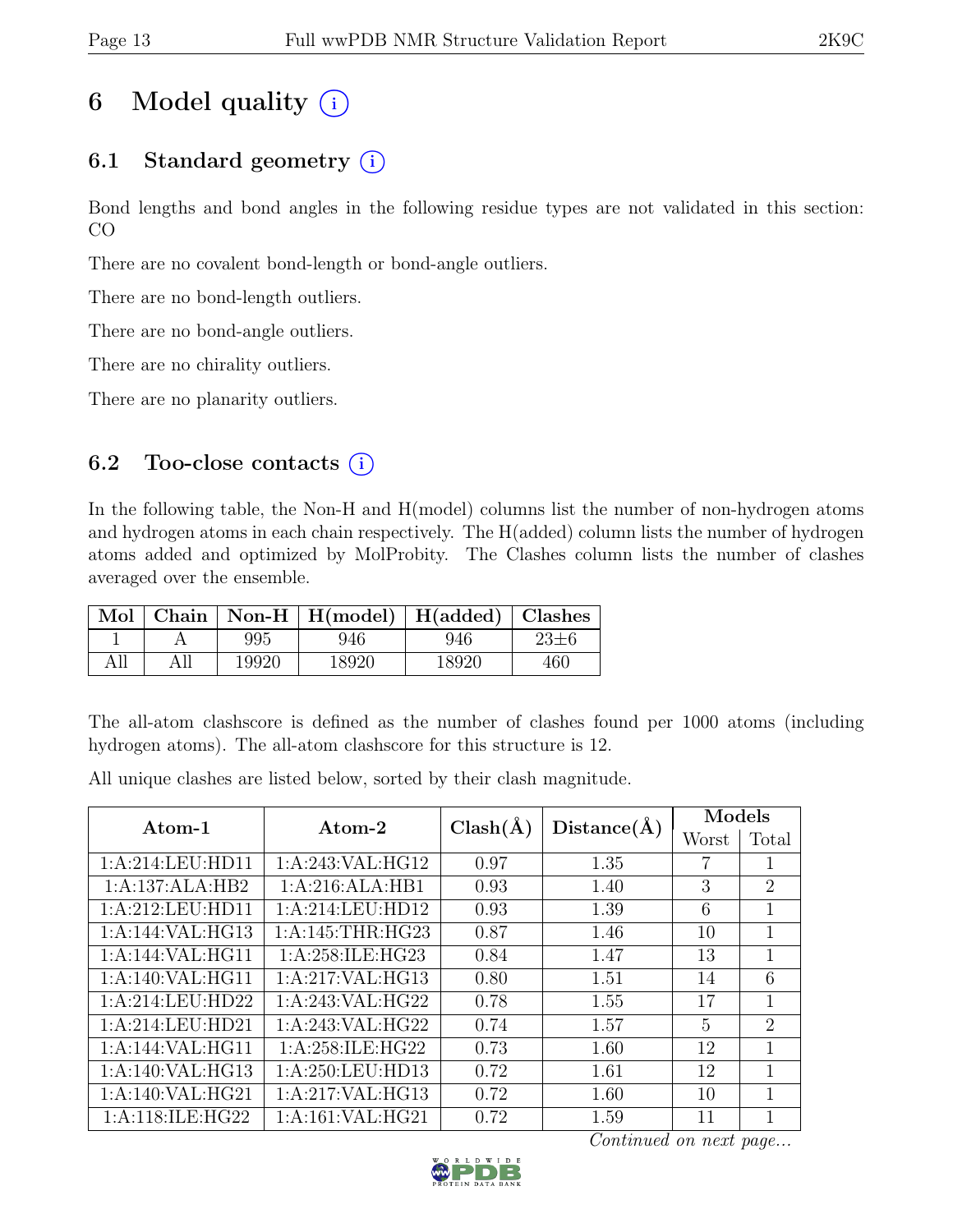# 6 Model quality (i)

## 6.1 Standard geometry (i)

Bond lengths and bond angles in the following residue types are not validated in this section: CO

There are no covalent bond-length or bond-angle outliers.

There are no bond-length outliers.

There are no bond-angle outliers.

There are no chirality outliers.

There are no planarity outliers.

## 6.2 Too-close contacts (i)

In the following table, the Non-H and H(model) columns list the number of non-hydrogen atoms and hydrogen atoms in each chain respectively. The H(added) column lists the number of hydrogen atoms added and optimized by MolProbity. The Clashes column lists the number of clashes averaged over the ensemble.

| Mol | Chain | Non-H | H(model) | H(added) | Clashes |
|---|---|---|---|---|---|
| 1 | A | 995 | 946 | 946 | 23±6 |
| All | All | 19920 | 18920 | 18920 | 460 |

The all-atom clashscore is defined as the number of clashes found per 1000 atoms (including hydrogen atoms). The all-atom clashscore for this structure is 12.

All unique clashes are listed below, sorted by their clash magnitude.

| Atom-1 | Atom-2 | Clash(Å) | Distance(Å) | Models | |
|---|---|---|---|---|---|
| | | | | Worst | Total |
| 1:A:214:LEU:HD11 | 1:A:243:VAL:HG12 | 0.97 | 1.35 | 7 | 1 |
| 1:A:137:ALA:HB2 | 1:A:216:ALA:HB1 | 0.93 | 1.40 | 3 | 2 |
| 1:A:212:LEU:HD11 | 1:A:214:LEU:HD12 | 0.93 | 1.39 | 6 | 1 |
| 1:A:144:VAL:HG13 | 1:A:145:THR:HG23 | 0.87 | 1.46 | 10 | 1 |
| 1:A:144:VAL:HG11 | 1:A:258:ILE:HG23 | 0.84 | 1.47 | 13 | 1 |
| 1:A:140:VAL:HG11 | 1:A:217:VAL:HG13 | 0.80 | 1.51 | 14 | 6 |
| 1:A:214:LEU:HD22 | 1:A:243:VAL:HG22 | 0.78 | 1.55 | 17 | 1 |
| 1:A:214:LEU:HD21 | 1:A:243:VAL:HG22 | 0.74 | 1.57 | 5 | 2 |
| 1:A:144:VAL:HG11 | 1:A:258:ILE:HG22 | 0.73 | 1.60 | 12 | 1 |
| 1:A:140:VAL:HG13 | 1:A:250:LEU:HD13 | 0.72 | 1.61 | 12 | 1 |
| 1:A:140:VAL:HG21 | 1:A:217:VAL:HG13 | 0.72 | 1.60 | 10 | 1 |
| 1:A:118:ILE:HG22 | 1:A:161:VAL:HG21 | 0.72 | 1.59 | 11 | 1 |

*Continued on next page...*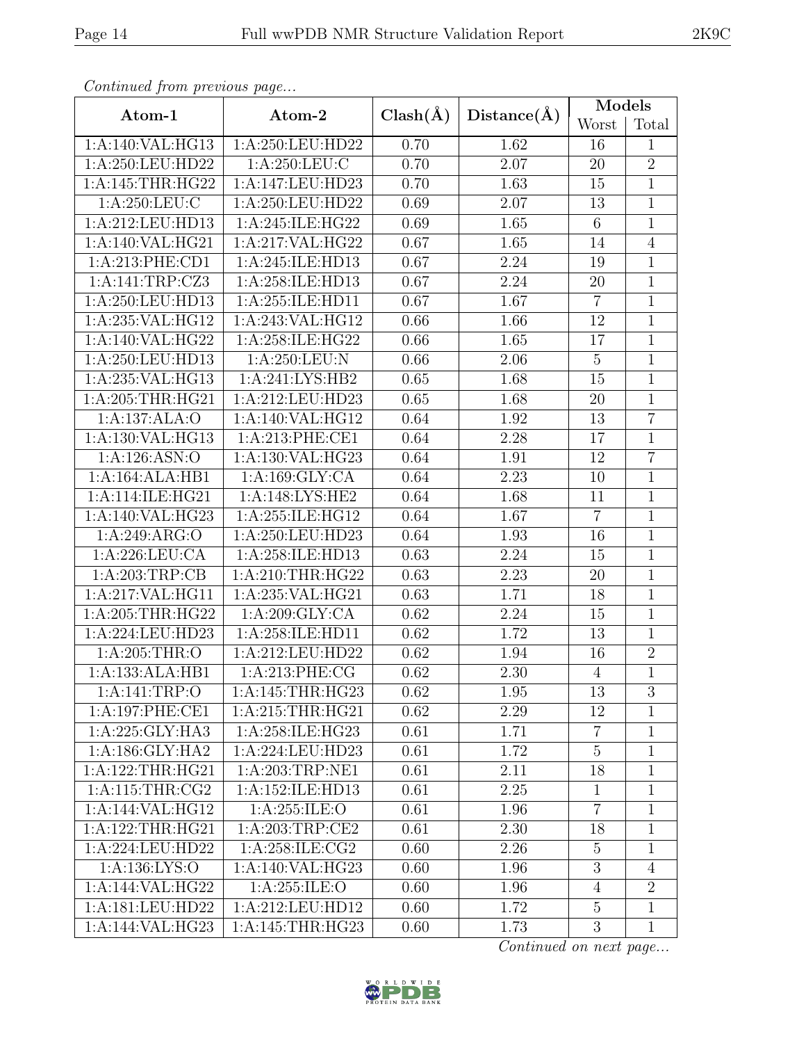*Continued from previous page...*

| Atom-1 | Atom-2 | Clash(Å) | Distance(Å) | Models | |
|---|---|---|---|---|---|
| | | | | Worst | Total |
| 1:A:140:VAL:HG13 | 1:A:250:LEU:HD22 | 0.70 | 1.62 | 16 | 1 |
| 1:A:250:LEU:HD22 | 1:A:250:LEU:C | 0.70 | 2.07 | 20 | 2 |
| 1:A:145:THR:HG22 | 1:A:147:LEU:HD23 | 0.70 | 1.63 | 15 | 1 |
| 1:A:250:LEU:C | 1:A:250:LEU:HD22 | 0.69 | 2.07 | 13 | 1 |
| 1:A:212:LEU:HD13 | 1:A:245:ILE:HG22 | 0.69 | 1.65 | 6 | 1 |
| 1:A:140:VAL:HG21 | 1:A:217:VAL:HG22 | 0.67 | 1.65 | 14 | 4 |
| 1:A:213:PHE:CD1 | 1:A:245:ILE:HD13 | 0.67 | 2.24 | 19 | 1 |
| 1:A:141:TRP:CZ3 | 1:A:258:ILE:HD13 | 0.67 | 2.24 | 20 | 1 |
| 1:A:250:LEU:HD13 | 1:A:255:ILE:HD11 | 0.67 | 1.67 | 7 | 1 |
| 1:A:235:VAL:HG12 | 1:A:243:VAL:HG12 | 0.66 | 1.66 | 12 | 1 |
| 1:A:140:VAL:HG22 | 1:A:258:ILE:HG22 | 0.66 | 1.65 | 17 | 1 |
| 1:A:250:LEU:HD13 | 1:A:250:LEU:N | 0.66 | 2.06 | 5 | 1 |
| 1:A:235:VAL:HG13 | 1:A:241:LYS:HB2 | 0.65 | 1.68 | 15 | 1 |
| 1:A:205:THR:HG21 | 1:A:212:LEU:HD23 | 0.65 | 1.68 | 20 | 1 |
| 1:A:137:ALA:O | 1:A:140:VAL:HG12 | 0.64 | 1.92 | 13 | 7 |
| 1:A:130:VAL:HG13 | 1:A:213:PHE:CE1 | 0.64 | 2.28 | 17 | 1 |
| 1:A:126:ASN:O | 1:A:130:VAL:HG23 | 0.64 | 1.91 | 12 | 7 |
| 1:A:164:ALA:HB1 | 1:A:169:GLY:CA | 0.64 | 2.23 | 10 | 1 |
| 1:A:114:ILE:HG21 | 1:A:148:LYS:HE2 | 0.64 | 1.68 | 11 | 1 |
| 1:A:140:VAL:HG23 | 1:A:255:ILE:HG12 | 0.64 | 1.67 | 7 | 1 |
| 1:A:249:ARG:O | 1:A:250:LEU:HD23 | 0.64 | 1.93 | 16 | 1 |
| 1:A:226:LEU:CA | 1:A:258:ILE:HD13 | 0.63 | 2.24 | 15 | 1 |
| 1:A:203:TRP:CB | 1:A:210:THR:HG22 | 0.63 | 2.23 | 20 | 1 |
| 1:A:217:VAL:HG11 | 1:A:235:VAL:HG21 | 0.63 | 1.71 | 18 | 1 |
| 1:A:205:THR:HG22 | 1:A:209:GLY:CA | 0.62 | 2.24 | 15 | 1 |
| 1:A:224:LEU:HD23 | 1:A:258:ILE:HD11 | 0.62 | 1.72 | 13 | 1 |
| 1:A:205:THR:O | 1:A:212:LEU:HD22 | 0.62 | 1.94 | 16 | 2 |
| 1:A:133:ALA:HB1 | 1:A:213:PHE:CG | 0.62 | 2.30 | 4 | 1 |
| 1:A:141:TRP:O | 1:A:145:THR:HG23 | 0.62 | 1.95 | 13 | 3 |
| 1:A:197:PHE:CE1 | 1:A:215:THR:HG21 | 0.62 | 2.29 | 12 | 1 |
| 1:A:225:GLY:HA3 | 1:A:258:ILE:HG23 | 0.61 | 1.71 | 7 | 1 |
| 1:A:186:GLY:HA2 | 1:A:224:LEU:HD23 | 0.61 | 1.72 | 5 | 1 |
| 1:A:122:THR:HG21 | 1:A:203:TRP:NE1 | 0.61 | 2.11 | 18 | 1 |
| 1:A:115:THR:CG2 | 1:A:152:ILE:HD13 | 0.61 | 2.25 | 1 | 1 |
| 1:A:144:VAL:HG12 | 1:A:255:ILE:O | 0.61 | 1.96 | 7 | 1 |
| 1:A:122:THR:HG21 | 1:A:203:TRP:CE2 | 0.61 | 2.30 | 18 | 1 |
| 1:A:224:LEU:HD22 | 1:A:258:ILE:CG2 | 0.60 | 2.26 | 5 | 1 |
| 1:A:136:LYS:O | 1:A:140:VAL:HG23 | 0.60 | 1.96 | 3 | 4 |
| 1:A:144:VAL:HG22 | 1:A:255:ILE:O | 0.60 | 1.96 | 4 | 2 |
| 1:A:181:LEU:HD22 | 1:A:212:LEU:HD12 | 0.60 | 1.72 | 5 | 1 |
| 1:A:144:VAL:HG23 | 1:A:145:THR:HG23 | 0.60 | 1.73 | 3 | 1 |

*Continued on next page...*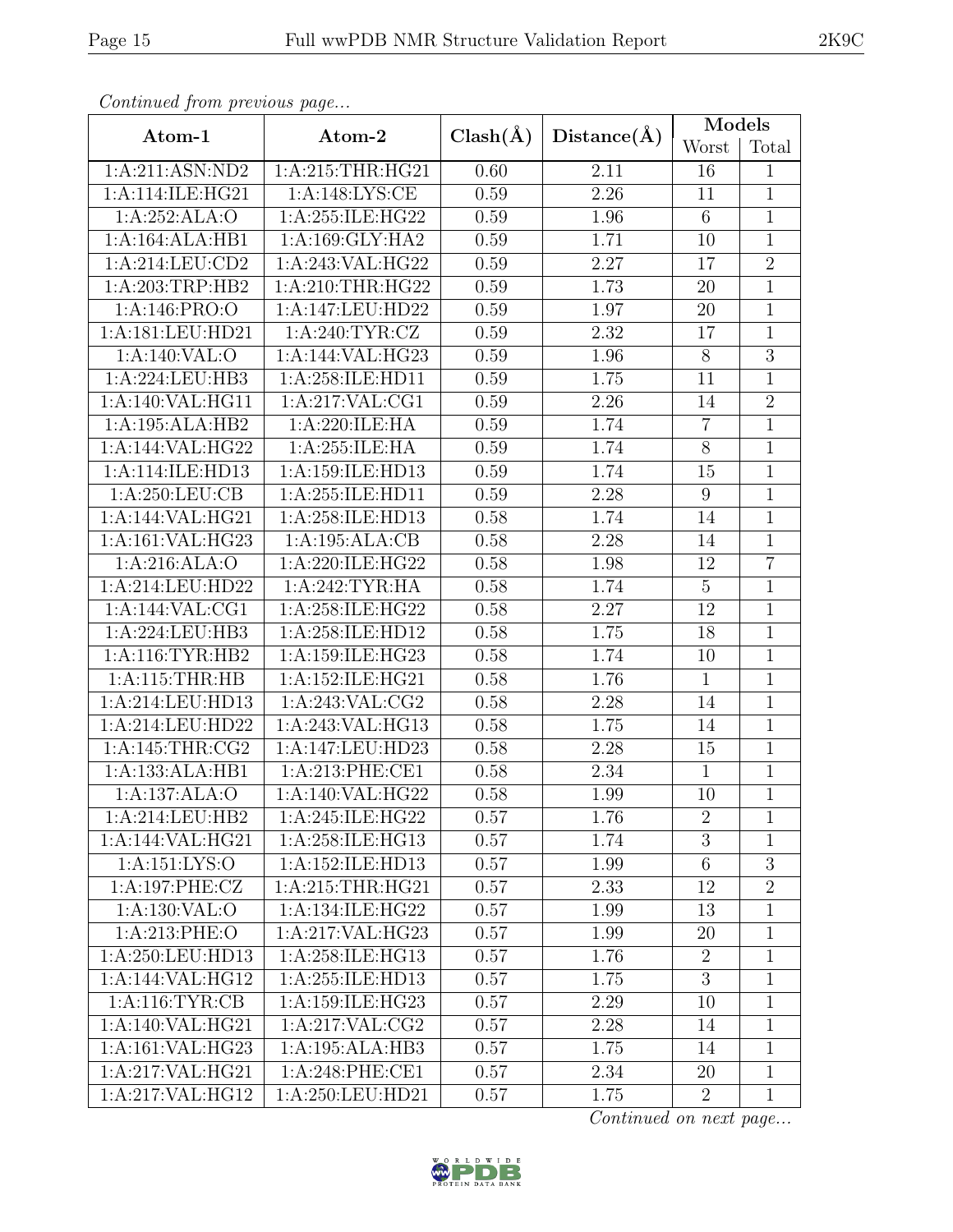*Continued from previous page...*

| Atom-1 | Atom-2 | Clash(Å) | Distance(Å) | Models | |
|---|---|---|---|---|---|
| | | | | Worst | Total |
| 1:A:211:ASN:ND2 | 1:A:215:THR:HG21 | 0.60 | 2.11 | 16 | 1 |
| 1:A:114:ILE:HG21 | 1:A:148:LYS:CE | 0.59 | 2.26 | 11 | 1 |
| 1:A:252:ALA:O | 1:A:255:ILE:HG22 | 0.59 | 1.96 | 6 | 1 |
| 1:A:164:ALA:HB1 | 1:A:169:GLY:HA2 | 0.59 | 1.71 | 10 | 1 |
| 1:A:214:LEU:CD2 | 1:A:243:VAL:HG22 | 0.59 | 2.27 | 17 | 2 |
| 1:A:203:TRP:HB2 | 1:A:210:THR:HG22 | 0.59 | 1.73 | 20 | 1 |
| 1:A:146:PRO:O | 1:A:147:LEU:HD22 | 0.59 | 1.97 | 20 | 1 |
| 1:A:181:LEU:HD21 | 1:A:240:TYR:CZ | 0.59 | 2.32 | 17 | 1 |
| 1:A:140:VAL:O | 1:A:144:VAL:HG23 | 0.59 | 1.96 | 8 | 3 |
| 1:A:224:LEU:HB3 | 1:A:258:ILE:HD11 | 0.59 | 1.75 | 11 | 1 |
| 1:A:140:VAL:HG11 | 1:A:217:VAL:CG1 | 0.59 | 2.26 | 14 | 2 |
| 1:A:195:ALA:HB2 | 1:A:220:ILE:HA | 0.59 | 1.74 | 7 | 1 |
| 1:A:144:VAL:HG22 | 1:A:255:ILE:HA | 0.59 | 1.74 | 8 | 1 |
| 1:A:114:ILE:HD13 | 1:A:159:ILE:HD13 | 0.59 | 1.74 | 15 | 1 |
| 1:A:250:LEU:CB | 1:A:255:ILE:HD11 | 0.59 | 2.28 | 9 | 1 |
| 1:A:144:VAL:HG21 | 1:A:258:ILE:HD13 | 0.58 | 1.74 | 14 | 1 |
| 1:A:161:VAL:HG23 | 1:A:195:ALA:CB | 0.58 | 2.28 | 14 | 1 |
| 1:A:216:ALA:O | 1:A:220:ILE:HG22 | 0.58 | 1.98 | 12 | 7 |
| 1:A:214:LEU:HD22 | 1:A:242:TYR:HA | 0.58 | 1.74 | 5 | 1 |
| 1:A:144:VAL:CG1 | 1:A:258:ILE:HG22 | 0.58 | 2.27 | 12 | 1 |
| 1:A:224:LEU:HB3 | 1:A:258:ILE:HD12 | 0.58 | 1.75 | 18 | 1 |
| 1:A:116:TYR:HB2 | 1:A:159:ILE:HG23 | 0.58 | 1.74 | 10 | 1 |
| 1:A:115:THR:HB | 1:A:152:ILE:HG21 | 0.58 | 1.76 | 1 | 1 |
| 1:A:214:LEU:HD13 | 1:A:243:VAL:CG2 | 0.58 | 2.28 | 14 | 1 |
| 1:A:214:LEU:HD22 | 1:A:243:VAL:HG13 | 0.58 | 1.75 | 14 | 1 |
| 1:A:145:THR:CG2 | 1:A:147:LEU:HD23 | 0.58 | 2.28 | 15 | 1 |
| 1:A:133:ALA:HB1 | 1:A:213:PHE:CE1 | 0.58 | 2.34 | 1 | 1 |
| 1:A:137:ALA:O | 1:A:140:VAL:HG22 | 0.58 | 1.99 | 10 | 1 |
| 1:A:214:LEU:HB2 | 1:A:245:ILE:HG22 | 0.57 | 1.76 | 2 | 1 |
| 1:A:144:VAL:HG21 | 1:A:258:ILE:HG13 | 0.57 | 1.74 | 3 | 1 |
| 1:A:151:LYS:O | 1:A:152:ILE:HD13 | 0.57 | 1.99 | 6 | 3 |
| 1:A:197:PHE:CZ | 1:A:215:THR:HG21 | 0.57 | 2.33 | 12 | 2 |
| 1:A:130:VAL:O | 1:A:134:ILE:HG22 | 0.57 | 1.99 | 13 | 1 |
| 1:A:213:PHE:O | 1:A:217:VAL:HG23 | 0.57 | 1.99 | 20 | 1 |
| 1:A:250:LEU:HD13 | 1:A:258:ILE:HG13 | 0.57 | 1.76 | 2 | 1 |
| 1:A:144:VAL:HG12 | 1:A:255:ILE:HD13 | 0.57 | 1.75 | 3 | 1 |
| 1:A:116:TYR:CB | 1:A:159:ILE:HG23 | 0.57 | 2.29 | 10 | 1 |
| 1:A:140:VAL:HG21 | 1:A:217:VAL:CG2 | 0.57 | 2.28 | 14 | 1 |
| 1:A:161:VAL:HG23 | 1:A:195:ALA:HB3 | 0.57 | 1.75 | 14 | 1 |
| 1:A:217:VAL:HG21 | 1:A:248:PHE:CE1 | 0.57 | 2.34 | 20 | 1 |
| 1:A:217:VAL:HG12 | 1:A:250:LEU:HD21 | 0.57 | 1.75 | 2 | 1 |

*Continued on next page...*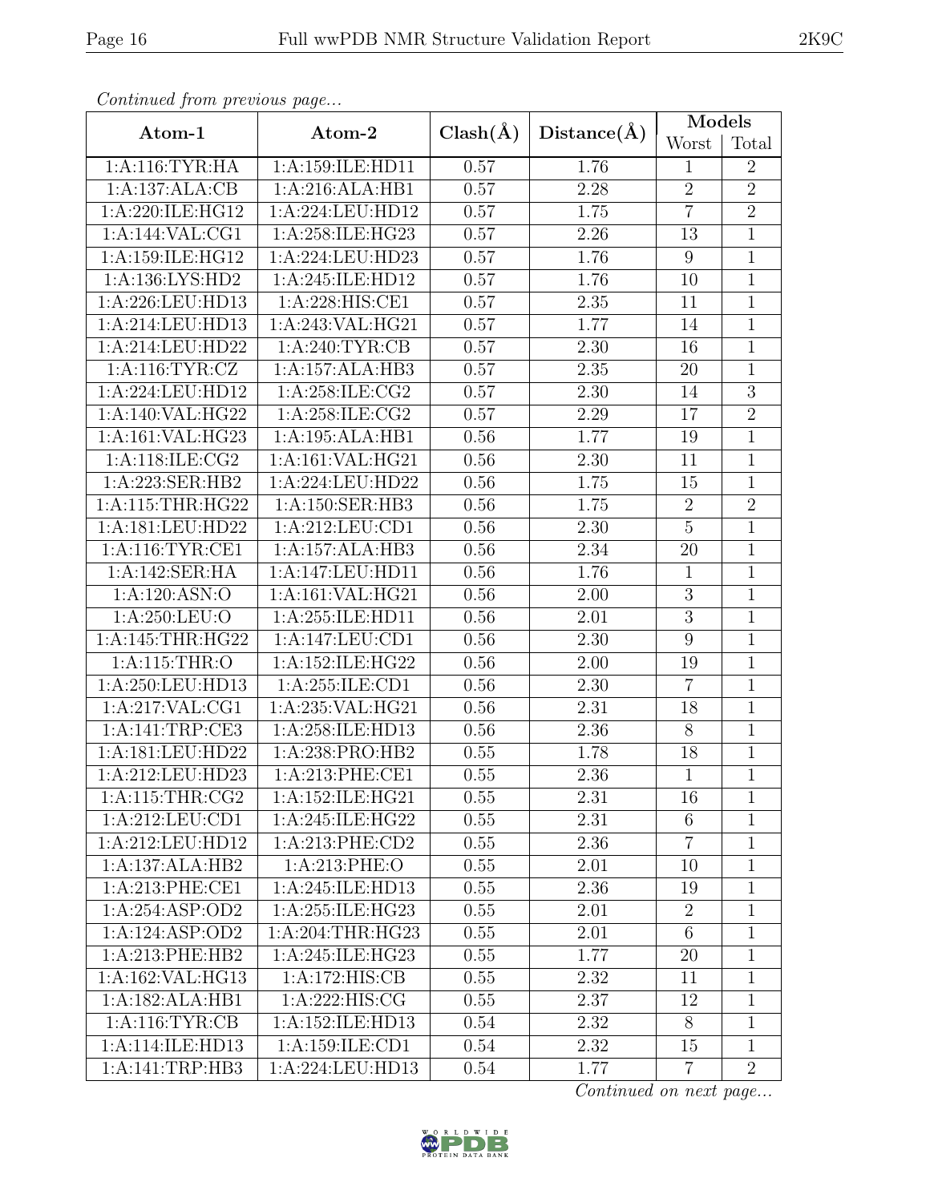*Continued from previous page...*

| Atom-1 | Atom-2 | Clash(Å) | Distance(Å) | Models | |
|---|---|---|---|---|---|
| | | | | Worst | Total |
| 1:A:116:TYR:HA | 1:A:159:ILE:HD11 | 0.57 | 1.76 | 1 | 2 |
| 1:A:137:ALA:CB | 1:A:216:ALA:HB1 | 0.57 | 2.28 | 2 | 2 |
| 1:A:220:ILE:HG12 | 1:A:224:LEU:HD12 | 0.57 | 1.75 | 7 | 2 |
| 1:A:144:VAL:CG1 | 1:A:258:ILE:HG23 | 0.57 | 2.26 | 13 | 1 |
| 1:A:159:ILE:HG12 | 1:A:224:LEU:HD23 | 0.57 | 1.76 | 9 | 1 |
| 1:A:136:LYS:HD2 | 1:A:245:ILE:HD12 | 0.57 | 1.76 | 10 | 1 |
| 1:A:226:LEU:HD13 | 1:A:228:HIS:CE1 | 0.57 | 2.35 | 11 | 1 |
| 1:A:214:LEU:HD13 | 1:A:243:VAL:HG21 | 0.57 | 1.77 | 14 | 1 |
| 1:A:214:LEU:HD22 | 1:A:240:TYR:CB | 0.57 | 2.30 | 16 | 1 |
| 1:A:116:TYR:CZ | 1:A:157:ALA:HB3 | 0.57 | 2.35 | 20 | 1 |
| 1:A:224:LEU:HD12 | 1:A:258:ILE:CG2 | 0.57 | 2.30 | 14 | 3 |
| 1:A:140:VAL:HG22 | 1:A:258:ILE:CG2 | 0.57 | 2.29 | 17 | 2 |
| 1:A:161:VAL:HG23 | 1:A:195:ALA:HB1 | 0.56 | 1.77 | 19 | 1 |
| 1:A:118:ILE:CG2 | 1:A:161:VAL:HG21 | 0.56 | 2.30 | 11 | 1 |
| 1:A:223:SER:HB2 | 1:A:224:LEU:HD22 | 0.56 | 1.75 | 15 | 1 |
| 1:A:115:THR:HG22 | 1:A:150:SER:HB3 | 0.56 | 1.75 | 2 | 2 |
| 1:A:181:LEU:HD22 | 1:A:212:LEU:CD1 | 0.56 | 2.30 | 5 | 1 |
| 1:A:116:TYR:CE1 | 1:A:157:ALA:HB3 | 0.56 | 2.34 | 20 | 1 |
| 1:A:142:SER:HA | 1:A:147:LEU:HD11 | 0.56 | 1.76 | 1 | 1 |
| 1:A:120:ASN:O | 1:A:161:VAL:HG21 | 0.56 | 2.00 | 3 | 1 |
| 1:A:250:LEU:O | 1:A:255:ILE:HD11 | 0.56 | 2.01 | 3 | 1 |
| 1:A:145:THR:HG22 | 1:A:147:LEU:CD1 | 0.56 | 2.30 | 9 | 1 |
| 1:A:115:THR:O | 1:A:152:ILE:HG22 | 0.56 | 2.00 | 19 | 1 |
| 1:A:250:LEU:HD13 | 1:A:255:ILE:CD1 | 0.56 | 2.30 | 7 | 1 |
| 1:A:217:VAL:CG1 | 1:A:235:VAL:HG21 | 0.56 | 2.31 | 18 | 1 |
| 1:A:141:TRP:CE3 | 1:A:258:ILE:HD13 | 0.56 | 2.36 | 8 | 1 |
| 1:A:181:LEU:HD22 | 1:A:238:PRO:HB2 | 0.55 | 1.78 | 18 | 1 |
| 1:A:212:LEU:HD23 | 1:A:213:PHE:CE1 | 0.55 | 2.36 | 1 | 1 |
| 1:A:115:THR:CG2 | 1:A:152:ILE:HG21 | 0.55 | 2.31 | 16 | 1 |
| 1:A:212:LEU:CD1 | 1:A:245:ILE:HG22 | 0.55 | 2.31 | 6 | 1 |
| 1:A:212:LEU:HD12 | 1:A:213:PHE:CD2 | 0.55 | 2.36 | 7 | 1 |
| 1:A:137:ALA:HB2 | 1:A:213:PHE:O | 0.55 | 2.01 | 10 | 1 |
| 1:A:213:PHE:CE1 | 1:A:245:ILE:HD13 | 0.55 | 2.36 | 19 | 1 |
| 1:A:254:ASP:OD2 | 1:A:255:ILE:HG23 | 0.55 | 2.01 | 2 | 1 |
| 1:A:124:ASP:OD2 | 1:A:204:THR:HG23 | 0.55 | 2.01 | 6 | 1 |
| 1:A:213:PHE:HB2 | 1:A:245:ILE:HG23 | 0.55 | 1.77 | 20 | 1 |
| 1:A:162:VAL:HG13 | 1:A:172:HIS:CB | 0.55 | 2.32 | 11 | 1 |
| 1:A:182:ALA:HB1 | 1:A:222:HIS:CG | 0.55 | 2.37 | 12 | 1 |
| 1:A:116:TYR:CB | 1:A:152:ILE:HD13 | 0.54 | 2.32 | 8 | 1 |
| 1:A:114:ILE:HD13 | 1:A:159:ILE:CD1 | 0.54 | 2.32 | 15 | 1 |
| 1:A:141:TRP:HB3 | 1:A:224:LEU:HD13 | 0.54 | 1.77 | 7 | 2 |

*Continued on next page...*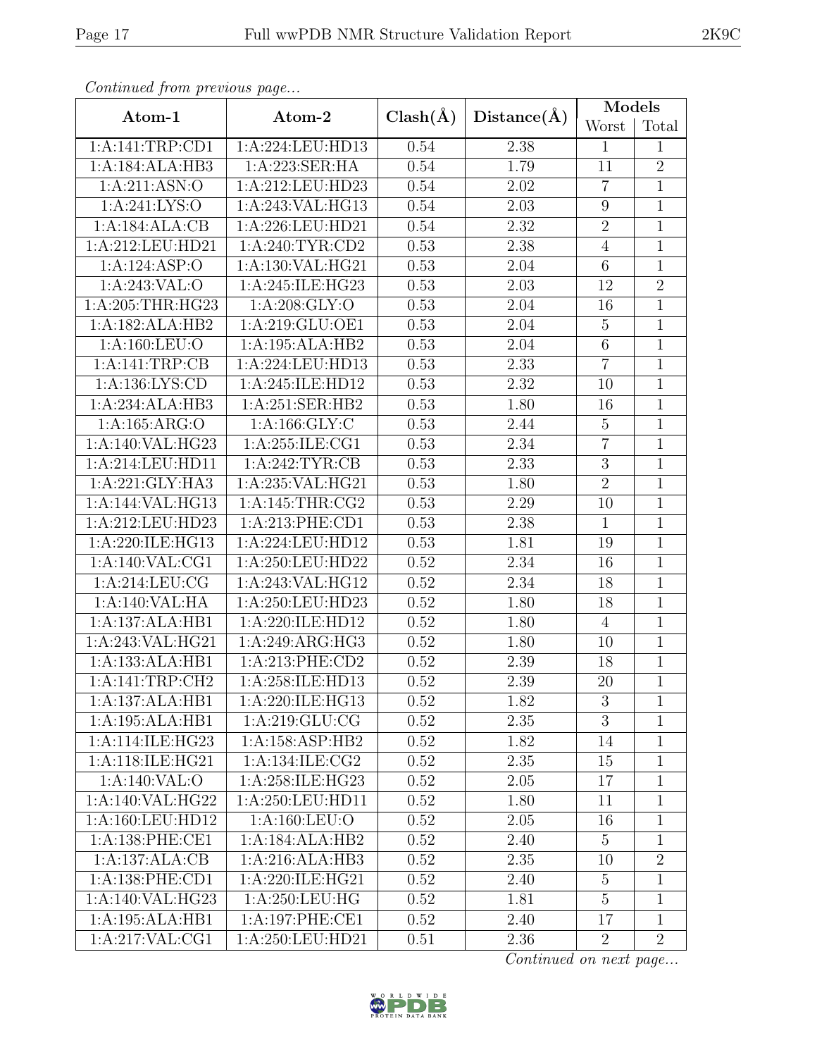*Continued from previous page...*

| Atom-1 | Atom-2 | Clash(Å) | Distance(Å) | Models | |
|---|---|---|---|---|---|
| | | | | Worst | Total |
| 1:A:141:TRP:CD1 | 1:A:224:LEU:HD13 | 0.54 | 2.38 | 1 | 1 |
| 1:A:184:ALA:HB3 | 1:A:223:SER:HA | 0.54 | 1.79 | 11 | 2 |
| 1:A:211:ASN:O | 1:A:212:LEU:HD23 | 0.54 | 2.02 | 7 | 1 |
| 1:A:241:LYS:O | 1:A:243:VAL:HG13 | 0.54 | 2.03 | 9 | 1 |
| 1:A:184:ALA:CB | 1:A:226:LEU:HD21 | 0.54 | 2.32 | 2 | 1 |
| 1:A:212:LEU:HD21 | 1:A:240:TYR:CD2 | 0.53 | 2.38 | 4 | 1 |
| 1:A:124:ASP:O | 1:A:130:VAL:HG21 | 0.53 | 2.04 | 6 | 1 |
| 1:A:243:VAL:O | 1:A:245:ILE:HG23 | 0.53 | 2.03 | 12 | 2 |
| 1:A:205:THR:HG23 | 1:A:208:GLY:O | 0.53 | 2.04 | 16 | 1 |
| 1:A:182:ALA:HB2 | 1:A:219:GLU:OE1 | 0.53 | 2.04 | 5 | 1 |
| 1:A:160:LEU:O | 1:A:195:ALA:HB2 | 0.53 | 2.04 | 6 | 1 |
| 1:A:141:TRP:CB | 1:A:224:LEU:HD13 | 0.53 | 2.33 | 7 | 1 |
| 1:A:136:LYS:CD | 1:A:245:ILE:HD12 | 0.53 | 2.32 | 10 | 1 |
| 1:A:234:ALA:HB3 | 1:A:251:SER:HB2 | 0.53 | 1.80 | 16 | 1 |
| 1:A:165:ARG:O | 1:A:166:GLY:C | 0.53 | 2.44 | 5 | 1 |
| 1:A:140:VAL:HG23 | 1:A:255:ILE:CG1 | 0.53 | 2.34 | 7 | 1 |
| 1:A:214:LEU:HD11 | 1:A:242:TYR:CB | 0.53 | 2.33 | 3 | 1 |
| 1:A:221:GLY:HA3 | 1:A:235:VAL:HG21 | 0.53 | 1.80 | 2 | 1 |
| 1:A:144:VAL:HG13 | 1:A:145:THR:CG2 | 0.53 | 2.29 | 10 | 1 |
| 1:A:212:LEU:HD23 | 1:A:213:PHE:CD1 | 0.53 | 2.38 | 1 | 1 |
| 1:A:220:ILE:HG13 | 1:A:224:LEU:HD12 | 0.53 | 1.81 | 19 | 1 |
| 1:A:140:VAL:CG1 | 1:A:250:LEU:HD22 | 0.52 | 2.34 | 16 | 1 |
| 1:A:214:LEU:CG | 1:A:243:VAL:HG12 | 0.52 | 2.34 | 18 | 1 |
| 1:A:140:VAL:HA | 1:A:250:LEU:HD23 | 0.52 | 1.80 | 18 | 1 |
| 1:A:137:ALA:HB1 | 1:A:220:ILE:HD12 | 0.52 | 1.80 | 4 | 1 |
| 1:A:243:VAL:HG21 | 1:A:249:ARG:HG3 | 0.52 | 1.80 | 10 | 1 |
| 1:A:133:ALA:HB1 | 1:A:213:PHE:CD2 | 0.52 | 2.39 | 18 | 1 |
| 1:A:141:TRP:CH2 | 1:A:258:ILE:HD13 | 0.52 | 2.39 | 20 | 1 |
| 1:A:137:ALA:HB1 | 1:A:220:ILE:HG13 | 0.52 | 1.82 | 3 | 1 |
| 1:A:195:ALA:HB1 | 1:A:219:GLU:CG | 0.52 | 2.35 | 3 | 1 |
| 1:A:114:ILE:HG23 | 1:A:158:ASP:HB2 | 0.52 | 1.82 | 14 | 1 |
| 1:A:118:ILE:HG21 | 1:A:134:ILE:CG2 | 0.52 | 2.35 | 15 | 1 |
| 1:A:140:VAL:O | 1:A:258:ILE:HG23 | 0.52 | 2.05 | 17 | 1 |
| 1:A:140:VAL:HG22 | 1:A:250:LEU:HD11 | 0.52 | 1.80 | 11 | 1 |
| 1:A:160:LEU:HD12 | 1:A:160:LEU:O | 0.52 | 2.05 | 16 | 1 |
| 1:A:138:PHE:CE1 | 1:A:184:ALA:HB2 | 0.52 | 2.40 | 5 | 1 |
| 1:A:137:ALA:CB | 1:A:216:ALA:HB3 | 0.52 | 2.35 | 10 | 2 |
| 1:A:138:PHE:CD1 | 1:A:220:ILE:HG21 | 0.52 | 2.40 | 5 | 1 |
| 1:A:140:VAL:HG23 | 1:A:250:LEU:HG | 0.52 | 1.81 | 5 | 1 |
| 1:A:195:ALA:HB1 | 1:A:197:PHE:CE1 | 0.52 | 2.40 | 17 | 1 |
| 1:A:217:VAL:CG1 | 1:A:250:LEU:HD21 | 0.51 | 2.36 | 2 | 2 |

*Continued on next page...*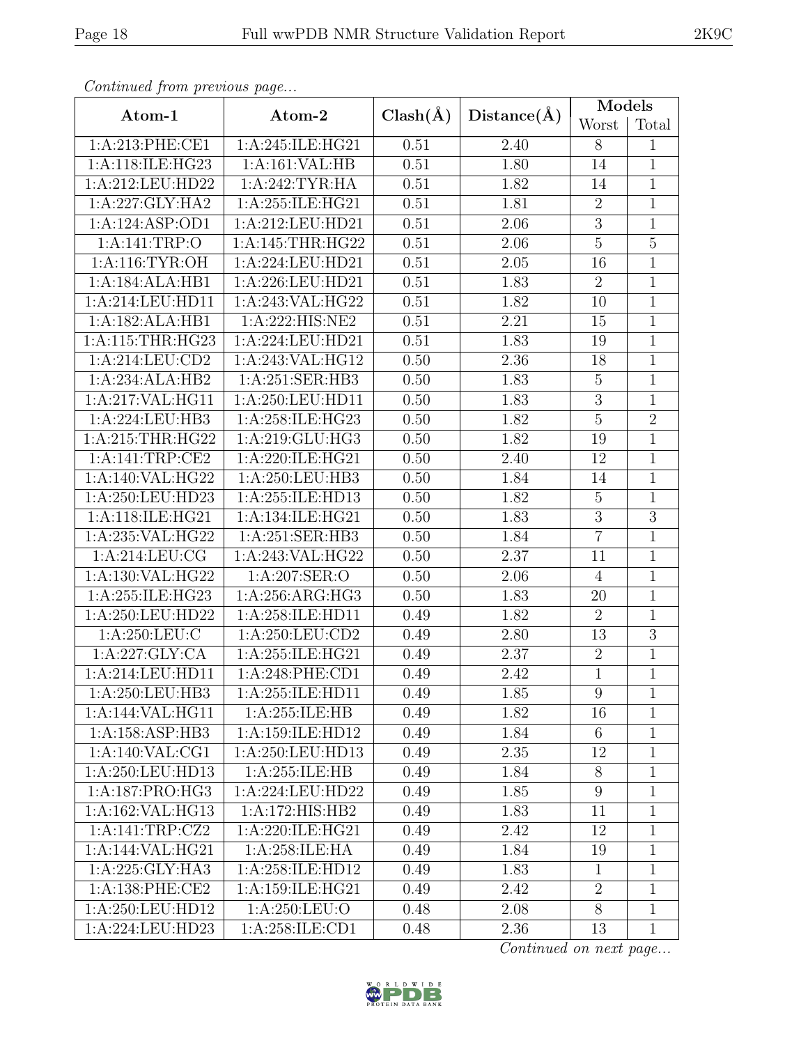*Continued from previous page...*

| Atom-1 | Atom-2 | Clash(Å) | Distance(Å) | Models | |
|---|---|---|---|---|---|
| | | | | Worst | Total |
| 1:A:213:PHE:CE1 | 1:A:245:ILE:HG21 | 0.51 | 2.40 | 8 | 1 |
| 1:A:118:ILE:HG23 | 1:A:161:VAL:HB | 0.51 | 1.80 | 14 | 1 |
| 1:A:212:LEU:HD22 | 1:A:242:TYR:HA | 0.51 | 1.82 | 14 | 1 |
| 1:A:227:GLY:HA2 | 1:A:255:ILE:HG21 | 0.51 | 1.81 | 2 | 1 |
| 1:A:124:ASP:OD1 | 1:A:212:LEU:HD21 | 0.51 | 2.06 | 3 | 1 |
| 1:A:141:TRP:O | 1:A:145:THR:HG22 | 0.51 | 2.06 | 5 | 5 |
| 1:A:116:TYR:OH | 1:A:224:LEU:HD21 | 0.51 | 2.05 | 16 | 1 |
| 1:A:184:ALA:HB1 | 1:A:226:LEU:HD21 | 0.51 | 1.83 | 2 | 1 |
| 1:A:214:LEU:HD11 | 1:A:243:VAL:HG22 | 0.51 | 1.82 | 10 | 1 |
| 1:A:182:ALA:HB1 | 1:A:222:HIS:NE2 | 0.51 | 2.21 | 15 | 1 |
| 1:A:115:THR:HG23 | 1:A:224:LEU:HD21 | 0.51 | 1.83 | 19 | 1 |
| 1:A:214:LEU:CD2 | 1:A:243:VAL:HG12 | 0.50 | 2.36 | 18 | 1 |
| 1:A:234:ALA:HB2 | 1:A:251:SER:HB3 | 0.50 | 1.83 | 5 | 1 |
| 1:A:217:VAL:HG11 | 1:A:250:LEU:HD11 | 0.50 | 1.83 | 3 | 1 |
| 1:A:224:LEU:HB3 | 1:A:258:ILE:HG23 | 0.50 | 1.82 | 5 | 2 |
| 1:A:215:THR:HG22 | 1:A:219:GLU:HG3 | 0.50 | 1.82 | 19 | 1 |
| 1:A:141:TRP:CE2 | 1:A:220:ILE:HG21 | 0.50 | 2.40 | 12 | 1 |
| 1:A:140:VAL:HG22 | 1:A:250:LEU:HB3 | 0.50 | 1.84 | 14 | 1 |
| 1:A:250:LEU:HD23 | 1:A:255:ILE:HD13 | 0.50 | 1.82 | 5 | 1 |
| 1:A:118:ILE:HG21 | 1:A:134:ILE:HG21 | 0.50 | 1.83 | 3 | 3 |
| 1:A:235:VAL:HG22 | 1:A:251:SER:HB3 | 0.50 | 1.84 | 7 | 1 |
| 1:A:214:LEU:CG | 1:A:243:VAL:HG22 | 0.50 | 2.37 | 11 | 1 |
| 1:A:130:VAL:HG22 | 1:A:207:SER:O | 0.50 | 2.06 | 4 | 1 |
| 1:A:255:ILE:HG23 | 1:A:256:ARG:HG3 | 0.50 | 1.83 | 20 | 1 |
| 1:A:250:LEU:HD22 | 1:A:258:ILE:HD11 | 0.49 | 1.82 | 2 | 1 |
| 1:A:250:LEU:C | 1:A:250:LEU:CD2 | 0.49 | 2.80 | 13 | 3 |
| 1:A:227:GLY:CA | 1:A:255:ILE:HG21 | 0.49 | 2.37 | 2 | 1 |
| 1:A:214:LEU:HD11 | 1:A:248:PHE:CD1 | 0.49 | 2.42 | 1 | 1 |
| 1:A:250:LEU:HB3 | 1:A:255:ILE:HD11 | 0.49 | 1.85 | 9 | 1 |
| 1:A:144:VAL:HG11 | 1:A:255:ILE:HB | 0.49 | 1.82 | 16 | 1 |
| 1:A:158:ASP:HB3 | 1:A:159:ILE:HD12 | 0.49 | 1.84 | 6 | 1 |
| 1:A:140:VAL:CG1 | 1:A:250:LEU:HD13 | 0.49 | 2.35 | 12 | 1 |
| 1:A:250:LEU:HD13 | 1:A:255:ILE:HB | 0.49 | 1.84 | 8 | 1 |
| 1:A:187:PRO:HG3 | 1:A:224:LEU:HD22 | 0.49 | 1.85 | 9 | 1 |
| 1:A:162:VAL:HG13 | 1:A:172:HIS:HB2 | 0.49 | 1.83 | 11 | 1 |
| 1:A:141:TRP:CZ2 | 1:A:220:ILE:HG21 | 0.49 | 2.42 | 12 | 1 |
| 1:A:144:VAL:HG21 | 1:A:258:ILE:HA | 0.49 | 1.84 | 19 | 1 |
| 1:A:225:GLY:HA3 | 1:A:258:ILE:HD12 | 0.49 | 1.83 | 1 | 1 |
| 1:A:138:PHE:CE2 | 1:A:159:ILE:HG21 | 0.49 | 2.42 | 2 | 1 |
| 1:A:250:LEU:HD12 | 1:A:250:LEU:O | 0.48 | 2.08 | 8 | 1 |
| 1:A:224:LEU:HD23 | 1:A:258:ILE:CD1 | 0.48 | 2.36 | 13 | 1 |

*Continued on next page...*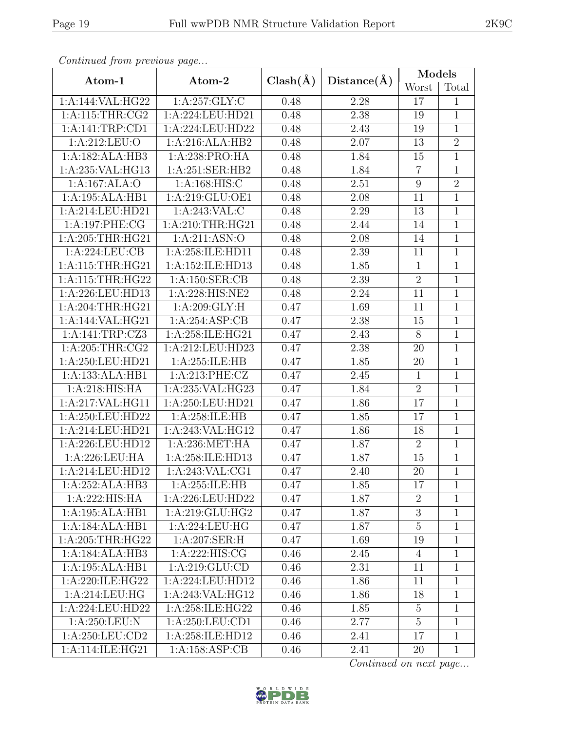*Continued from previous page...*

| Atom-1 | Atom-2 | Clash(Å) | Distance(Å) | Models | |
|---|---|---|---|---|---|
| | | | | Worst | Total |
| 1:A:144:VAL:HG22 | 1:A:257:GLY:C | 0.48 | 2.28 | 17 | 1 |
| 1:A:115:THR:CG2 | 1:A:224:LEU:HD21 | 0.48 | 2.38 | 19 | 1 |
| 1:A:141:TRP:CD1 | 1:A:224:LEU:HD22 | 0.48 | 2.43 | 19 | 1 |
| 1:A:212:LEU:O | 1:A:216:ALA:HB2 | 0.48 | 2.07 | 13 | 2 |
| 1:A:182:ALA:HB3 | 1:A:238:PRO:HA | 0.48 | 1.84 | 15 | 1 |
| 1:A:235:VAL:HG13 | 1:A:251:SER:HB2 | 0.48 | 1.84 | 7 | 1 |
| 1:A:167:ALA:O | 1:A:168:HIS:C | 0.48 | 2.51 | 9 | 2 |
| 1:A:195:ALA:HB1 | 1:A:219:GLU:OE1 | 0.48 | 2.08 | 11 | 1 |
| 1:A:214:LEU:HD21 | 1:A:243:VAL:C | 0.48 | 2.29 | 13 | 1 |
| 1:A:197:PHE:CG | 1:A:210:THR:HG21 | 0.48 | 2.44 | 14 | 1 |
| 1:A:205:THR:HG21 | 1:A:211:ASN:O | 0.48 | 2.08 | 14 | 1 |
| 1:A:224:LEU:CB | 1:A:258:ILE:HD11 | 0.48 | 2.39 | 11 | 1 |
| 1:A:115:THR:HG21 | 1:A:152:ILE:HD13 | 0.48 | 1.85 | 1 | 1 |
| 1:A:115:THR:HG22 | 1:A:150:SER:CB | 0.48 | 2.39 | 2 | 1 |
| 1:A:226:LEU:HD13 | 1:A:228:HIS:NE2 | 0.48 | 2.24 | 11 | 1 |
| 1:A:204:THR:HG21 | 1:A:209:GLY:H | 0.47 | 1.69 | 11 | 1 |
| 1:A:144:VAL:HG21 | 1:A:254:ASP:CB | 0.47 | 2.38 | 15 | 1 |
| 1:A:141:TRP:CZ3 | 1:A:258:ILE:HG21 | 0.47 | 2.43 | 8 | 1 |
| 1:A:205:THR:CG2 | 1:A:212:LEU:HD23 | 0.47 | 2.38 | 20 | 1 |
| 1:A:250:LEU:HD21 | 1:A:255:ILE:HB | 0.47 | 1.85 | 20 | 1 |
| 1:A:133:ALA:HB1 | 1:A:213:PHE:CZ | 0.47 | 2.45 | 1 | 1 |
| 1:A:218:HIS:HA | 1:A:235:VAL:HG23 | 0.47 | 1.84 | 2 | 1 |
| 1:A:217:VAL:HG11 | 1:A:250:LEU:HD21 | 0.47 | 1.86 | 17 | 1 |
| 1:A:250:LEU:HD22 | 1:A:258:ILE:HB | 0.47 | 1.85 | 17 | 1 |
| 1:A:214:LEU:HD21 | 1:A:243:VAL:HG12 | 0.47 | 1.86 | 18 | 1 |
| 1:A:226:LEU:HD12 | 1:A:236:MET:HA | 0.47 | 1.87 | 2 | 1 |
| 1:A:226:LEU:HA | 1:A:258:ILE:HD13 | 0.47 | 1.87 | 15 | 1 |
| 1:A:214:LEU:HD12 | 1:A:243:VAL:CG1 | 0.47 | 2.40 | 20 | 1 |
| 1:A:252:ALA:HB3 | 1:A:255:ILE:HB | 0.47 | 1.85 | 17 | 1 |
| 1:A:222:HIS:HA | 1:A:226:LEU:HD22 | 0.47 | 1.87 | 2 | 1 |
| 1:A:195:ALA:HB1 | 1:A:219:GLU:HG2 | 0.47 | 1.87 | 3 | 1 |
| 1:A:184:ALA:HB1 | 1:A:224:LEU:HG | 0.47 | 1.87 | 5 | 1 |
| 1:A:205:THR:HG22 | 1:A:207:SER:H | 0.47 | 1.69 | 19 | 1 |
| 1:A:184:ALA:HB3 | 1:A:222:HIS:CG | 0.46 | 2.45 | 4 | 1 |
| 1:A:195:ALA:HB1 | 1:A:219:GLU:CD | 0.46 | 2.31 | 11 | 1 |
| 1:A:220:ILE:HG22 | 1:A:224:LEU:HD12 | 0.46 | 1.86 | 11 | 1 |
| 1:A:214:LEU:HG | 1:A:243:VAL:HG12 | 0.46 | 1.86 | 18 | 1 |
| 1:A:224:LEU:HD22 | 1:A:258:ILE:HG22 | 0.46 | 1.85 | 5 | 1 |
| 1:A:250:LEU:N | 1:A:250:LEU:CD1 | 0.46 | 2.77 | 5 | 1 |
| 1:A:250:LEU:CD2 | 1:A:258:ILE:HD12 | 0.46 | 2.41 | 17 | 1 |
| 1:A:114:ILE:HG21 | 1:A:158:ASP:CB | 0.46 | 2.41 | 20 | 1 |

*Continued on next page...*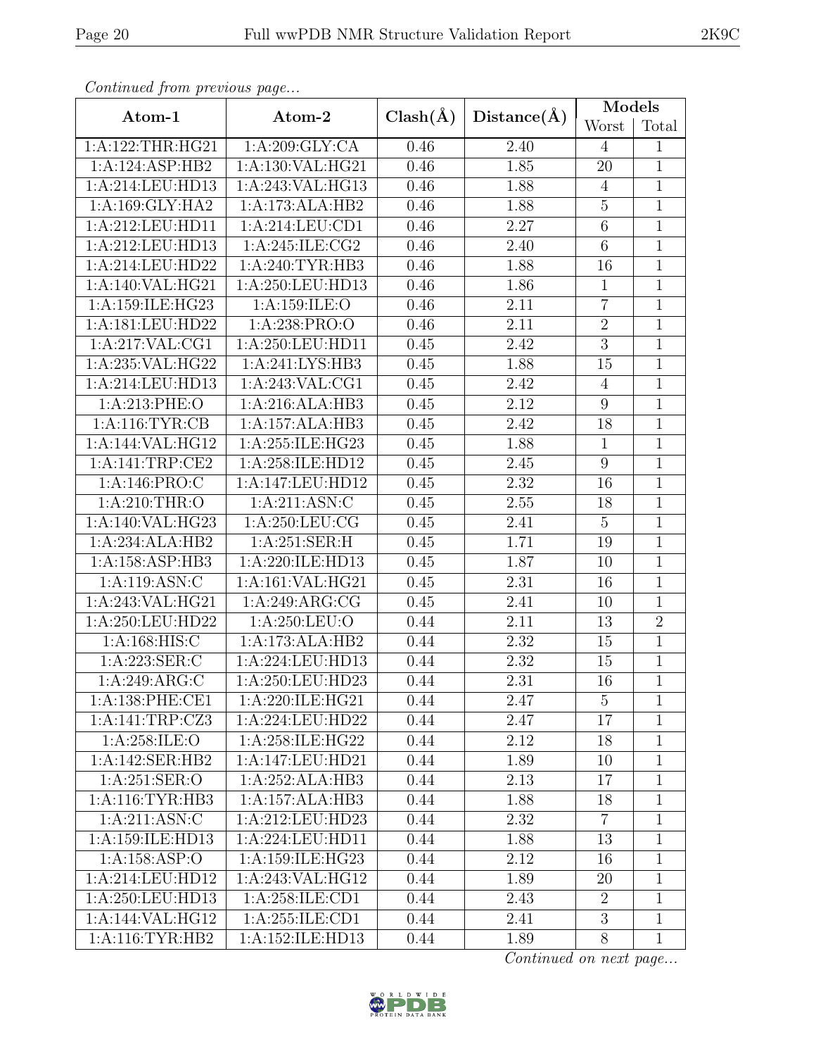*Continued from previous page...*

| Atom-1 | Atom-2 | Clash(Å) | Distance(Å) | Models | |
|---|---|---|---|---|---|
| | | | | Worst | Total |
| 1:A:122:THR:HG21 | 1:A:209:GLY:CA | 0.46 | 2.40 | 4 | 1 |
| 1:A:124:ASP:HB2 | 1:A:130:VAL:HG21 | 0.46 | 1.85 | 20 | 1 |
| 1:A:214:LEU:HD13 | 1:A:243:VAL:HG13 | 0.46 | 1.88 | 4 | 1 |
| 1:A:169:GLY:HA2 | 1:A:173:ALA:HB2 | 0.46 | 1.88 | 5 | 1 |
| 1:A:212:LEU:HD11 | 1:A:214:LEU:CD1 | 0.46 | 2.27 | 6 | 1 |
| 1:A:212:LEU:HD13 | 1:A:245:ILE:CG2 | 0.46 | 2.40 | 6 | 1 |
| 1:A:214:LEU:HD22 | 1:A:240:TYR:HB3 | 0.46 | 1.88 | 16 | 1 |
| 1:A:140:VAL:HG21 | 1:A:250:LEU:HD13 | 0.46 | 1.86 | 1 | 1 |
| 1:A:159:ILE:HG23 | 1:A:159:ILE:O | 0.46 | 2.11 | 7 | 1 |
| 1:A:181:LEU:HD22 | 1:A:238:PRO:O | 0.46 | 2.11 | 2 | 1 |
| 1:A:217:VAL:CG1 | 1:A:250:LEU:HD11 | 0.45 | 2.42 | 3 | 1 |
| 1:A:235:VAL:HG22 | 1:A:241:LYS:HB3 | 0.45 | 1.88 | 15 | 1 |
| 1:A:214:LEU:HD13 | 1:A:243:VAL:CG1 | 0.45 | 2.42 | 4 | 1 |
| 1:A:213:PHE:O | 1:A:216:ALA:HB3 | 0.45 | 2.12 | 9 | 1 |
| 1:A:116:TYR:CB | 1:A:157:ALA:HB3 | 0.45 | 2.42 | 18 | 1 |
| 1:A:144:VAL:HG12 | 1:A:255:ILE:HG23 | 0.45 | 1.88 | 1 | 1 |
| 1:A:141:TRP:CE2 | 1:A:258:ILE:HD12 | 0.45 | 2.45 | 9 | 1 |
| 1:A:146:PRO:C | 1:A:147:LEU:HD12 | 0.45 | 2.32 | 16 | 1 |
| 1:A:210:THR:O | 1:A:211:ASN:C | 0.45 | 2.55 | 18 | 1 |
| 1:A:140:VAL:HG23 | 1:A:250:LEU:CG | 0.45 | 2.41 | 5 | 1 |
| 1:A:234:ALA:HB2 | 1:A:251:SER:H | 0.45 | 1.71 | 19 | 1 |
| 1:A:158:ASP:HB3 | 1:A:220:ILE:HD13 | 0.45 | 1.87 | 10 | 1 |
| 1:A:119:ASN:C | 1:A:161:VAL:HG21 | 0.45 | 2.31 | 16 | 1 |
| 1:A:243:VAL:HG21 | 1:A:249:ARG:CG | 0.45 | 2.41 | 10 | 1 |
| 1:A:250:LEU:HD22 | 1:A:250:LEU:O | 0.44 | 2.11 | 13 | 2 |
| 1:A:168:HIS:C | 1:A:173:ALA:HB2 | 0.44 | 2.32 | 15 | 1 |
| 1:A:223:SER:C | 1:A:224:LEU:HD13 | 0.44 | 2.32 | 15 | 1 |
| 1:A:249:ARG:C | 1:A:250:LEU:HD23 | 0.44 | 2.31 | 16 | 1 |
| 1:A:138:PHE:CE1 | 1:A:220:ILE:HG21 | 0.44 | 2.47 | 5 | 1 |
| 1:A:141:TRP:CZ3 | 1:A:224:LEU:HD22 | 0.44 | 2.47 | 17 | 1 |
| 1:A:258:ILE:O | 1:A:258:ILE:HG22 | 0.44 | 2.12 | 18 | 1 |
| 1:A:142:SER:HB2 | 1:A:147:LEU:HD21 | 0.44 | 1.89 | 10 | 1 |
| 1:A:251:SER:O | 1:A:252:ALA:HB3 | 0.44 | 2.13 | 17 | 1 |
| 1:A:116:TYR:HB3 | 1:A:157:ALA:HB3 | 0.44 | 1.88 | 18 | 1 |
| 1:A:211:ASN:C | 1:A:212:LEU:HD23 | 0.44 | 2.32 | 7 | 1 |
| 1:A:159:ILE:HD13 | 1:A:224:LEU:HD11 | 0.44 | 1.88 | 13 | 1 |
| 1:A:158:ASP:O | 1:A:159:ILE:HG23 | 0.44 | 2.12 | 16 | 1 |
| 1:A:214:LEU:HD12 | 1:A:243:VAL:HG12 | 0.44 | 1.89 | 20 | 1 |
| 1:A:250:LEU:HD13 | 1:A:258:ILE:CD1 | 0.44 | 2.43 | 2 | 1 |
| 1:A:144:VAL:HG12 | 1:A:255:ILE:CD1 | 0.44 | 2.41 | 3 | 1 |
| 1:A:116:TYR:HB2 | 1:A:152:ILE:HD13 | 0.44 | 1.89 | 8 | 1 |

*Continued on next page...*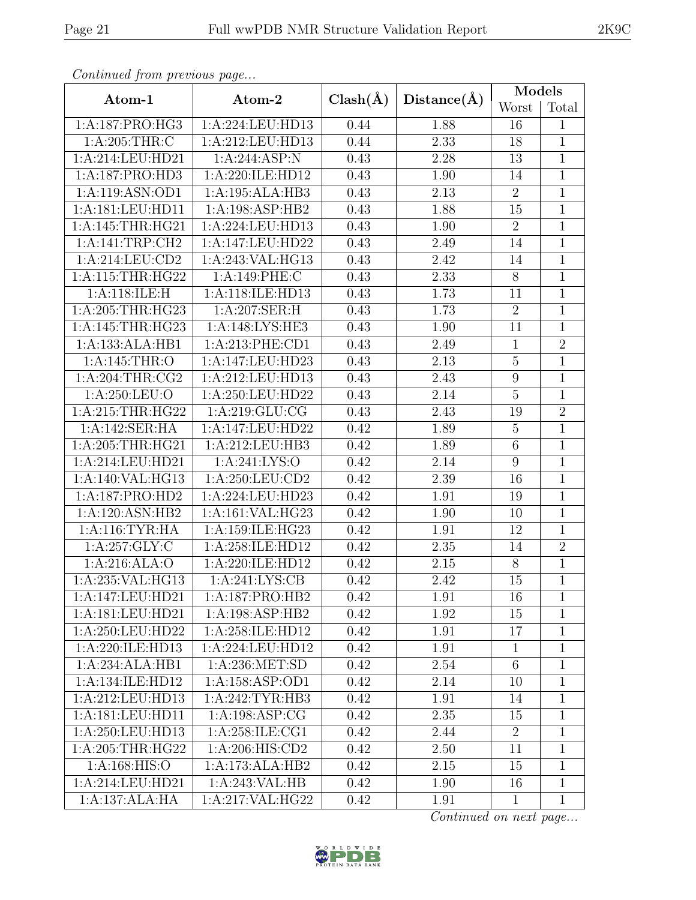*Continued from previous page...*

| Atom-1 | Atom-2 | Clash(Å) | Distance(Å) | Models | |
|---|---|---|---|---|---|
| | | | | Worst | Total |
| 1:A:187:PRO:HG3 | 1:A:224:LEU:HD13 | 0.44 | 1.88 | 16 | 1 |
| 1:A:205:THR:C | 1:A:212:LEU:HD13 | 0.44 | 2.33 | 18 | 1 |
| 1:A:214:LEU:HD21 | 1:A:244:ASP:N | 0.43 | 2.28 | 13 | 1 |
| 1:A:187:PRO:HD3 | 1:A:220:ILE:HD12 | 0.43 | 1.90 | 14 | 1 |
| 1:A:119:ASN:OD1 | 1:A:195:ALA:HB3 | 0.43 | 2.13 | 2 | 1 |
| 1:A:181:LEU:HD11 | 1:A:198:ASP:HB2 | 0.43 | 1.88 | 15 | 1 |
| 1:A:145:THR:HG21 | 1:A:224:LEU:HD13 | 0.43 | 1.90 | 2 | 1 |
| 1:A:141:TRP:CH2 | 1:A:147:LEU:HD22 | 0.43 | 2.49 | 14 | 1 |
| 1:A:214:LEU:CD2 | 1:A:243:VAL:HG13 | 0.43 | 2.42 | 14 | 1 |
| 1:A:115:THR:HG22 | 1:A:149:PHE:C | 0.43 | 2.33 | 8 | 1 |
| 1:A:118:ILE:H | 1:A:118:ILE:HD13 | 0.43 | 1.73 | 11 | 1 |
| 1:A:205:THR:HG23 | 1:A:207:SER:H | 0.43 | 1.73 | 2 | 1 |
| 1:A:145:THR:HG23 | 1:A:148:LYS:HE3 | 0.43 | 1.90 | 11 | 1 |
| 1:A:133:ALA:HB1 | 1:A:213:PHE:CD1 | 0.43 | 2.49 | 1 | 2 |
| 1:A:145:THR:O | 1:A:147:LEU:HD23 | 0.43 | 2.13 | 5 | 1 |
| 1:A:204:THR:CG2 | 1:A:212:LEU:HD13 | 0.43 | 2.43 | 9 | 1 |
| 1:A:250:LEU:O | 1:A:250:LEU:HD22 | 0.43 | 2.14 | 5 | 1 |
| 1:A:215:THR:HG22 | 1:A:219:GLU:CG | 0.43 | 2.43 | 19 | 2 |
| 1:A:142:SER:HA | 1:A:147:LEU:HD22 | 0.42 | 1.89 | 5 | 1 |
| 1:A:205:THR:HG21 | 1:A:212:LEU:HB3 | 0.42 | 1.89 | 6 | 1 |
| 1:A:214:LEU:HD21 | 1:A:241:LYS:O | 0.42 | 2.14 | 9 | 1 |
| 1:A:140:VAL:HG13 | 1:A:250:LEU:CD2 | 0.42 | 2.39 | 16 | 1 |
| 1:A:187:PRO:HD2 | 1:A:224:LEU:HD23 | 0.42 | 1.91 | 19 | 1 |
| 1:A:120:ASN:HB2 | 1:A:161:VAL:HG23 | 0.42 | 1.90 | 10 | 1 |
| 1:A:116:TYR:HA | 1:A:159:ILE:HG23 | 0.42 | 1.91 | 12 | 1 |
| 1:A:257:GLY:C | 1:A:258:ILE:HD12 | 0.42 | 2.35 | 14 | 2 |
| 1:A:216:ALA:O | 1:A:220:ILE:HD12 | 0.42 | 2.15 | 8 | 1 |
| 1:A:235:VAL:HG13 | 1:A:241:LYS:CB | 0.42 | 2.42 | 15 | 1 |
| 1:A:147:LEU:HD21 | 1:A:187:PRO:HB2 | 0.42 | 1.91 | 16 | 1 |
| 1:A:181:LEU:HD21 | 1:A:198:ASP:HB2 | 0.42 | 1.92 | 15 | 1 |
| 1:A:250:LEU:HD22 | 1:A:258:ILE:HD12 | 0.42 | 1.91 | 17 | 1 |
| 1:A:220:ILE:HD13 | 1:A:224:LEU:HD12 | 0.42 | 1.91 | 1 | 1 |
| 1:A:234:ALA:HB1 | 1:A:236:MET:SD | 0.42 | 2.54 | 6 | 1 |
| 1:A:134:ILE:HD12 | 1:A:158:ASP:OD1 | 0.42 | 2.14 | 10 | 1 |
| 1:A:212:LEU:HD13 | 1:A:242:TYR:HB3 | 0.42 | 1.91 | 14 | 1 |
| 1:A:181:LEU:HD11 | 1:A:198:ASP:CG | 0.42 | 2.35 | 15 | 1 |
| 1:A:250:LEU:HD13 | 1:A:258:ILE:CG1 | 0.42 | 2.44 | 2 | 1 |
| 1:A:205:THR:HG22 | 1:A:206:HIS:CD2 | 0.42 | 2.50 | 11 | 1 |
| 1:A:168:HIS:O | 1:A:173:ALA:HB2 | 0.42 | 2.15 | 15 | 1 |
| 1:A:214:LEU:HD21 | 1:A:243:VAL:HB | 0.42 | 1.90 | 16 | 1 |
| 1:A:137:ALA:HA | 1:A:217:VAL:HG22 | 0.42 | 1.91 | 1 | 1 |

*Continued on next page...*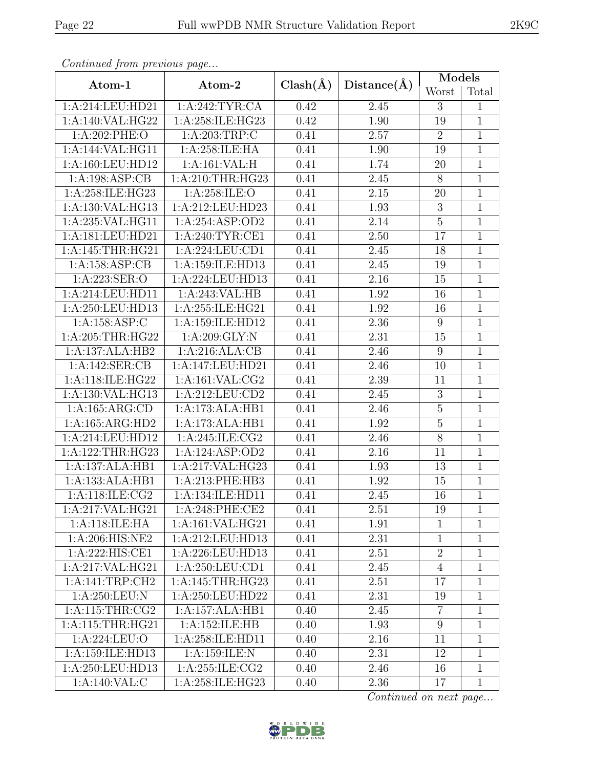*Continued from previous page...*

| Atom-1 | Atom-2 | Clash(Å) | Distance(Å) | Models | |
|---|---|---|---|---|---|
| | | | | Worst | Total |
| 1:A:214:LEU:HD21 | 1:A:242:TYR:CA | 0.42 | 2.45 | 3 | 1 |
| 1:A:140:VAL:HG22 | 1:A:258:ILE:HG23 | 0.42 | 1.90 | 19 | 1 |
| 1:A:202:PHE:O | 1:A:203:TRP:C | 0.41 | 2.57 | 2 | 1 |
| 1:A:144:VAL:HG11 | 1:A:258:ILE:HA | 0.41 | 1.90 | 19 | 1 |
| 1:A:160:LEU:HD12 | 1:A:161:VAL:H | 0.41 | 1.74 | 20 | 1 |
| 1:A:198:ASP:CB | 1:A:210:THR:HG23 | 0.41 | 2.45 | 8 | 1 |
| 1:A:258:ILE:HG23 | 1:A:258:ILE:O | 0.41 | 2.15 | 20 | 1 |
| 1:A:130:VAL:HG13 | 1:A:212:LEU:HD23 | 0.41 | 1.93 | 3 | 1 |
| 1:A:235:VAL:HG11 | 1:A:254:ASP:OD2 | 0.41 | 2.14 | 5 | 1 |
| 1:A:181:LEU:HD21 | 1:A:240:TYR:CE1 | 0.41 | 2.50 | 17 | 1 |
| 1:A:145:THR:HG21 | 1:A:224:LEU:CD1 | 0.41 | 2.45 | 18 | 1 |
| 1:A:158:ASP:CB | 1:A:159:ILE:HD13 | 0.41 | 2.45 | 19 | 1 |
| 1:A:223:SER:O | 1:A:224:LEU:HD13 | 0.41 | 2.16 | 15 | 1 |
| 1:A:214:LEU:HD11 | 1:A:243:VAL:HB | 0.41 | 1.92 | 16 | 1 |
| 1:A:250:LEU:HD13 | 1:A:255:ILE:HG21 | 0.41 | 1.92 | 16 | 1 |
| 1:A:158:ASP:C | 1:A:159:ILE:HD12 | 0.41 | 2.36 | 9 | 1 |
| 1:A:205:THR:HG22 | 1:A:209:GLY:N | 0.41 | 2.31 | 15 | 1 |
| 1:A:137:ALA:HB2 | 1:A:216:ALA:CB | 0.41 | 2.46 | 9 | 1 |
| 1:A:142:SER:CB | 1:A:147:LEU:HD21 | 0.41 | 2.46 | 10 | 1 |
| 1:A:118:ILE:HG22 | 1:A:161:VAL:CG2 | 0.41 | 2.39 | 11 | 1 |
| 1:A:130:VAL:HG13 | 1:A:212:LEU:CD2 | 0.41 | 2.45 | 3 | 1 |
| 1:A:165:ARG:CD | 1:A:173:ALA:HB1 | 0.41 | 2.46 | 5 | 1 |
| 1:A:165:ARG:HD2 | 1:A:173:ALA:HB1 | 0.41 | 1.92 | 5 | 1 |
| 1:A:214:LEU:HD12 | 1:A:245:ILE:CG2 | 0.41 | 2.46 | 8 | 1 |
| 1:A:122:THR:HG23 | 1:A:124:ASP:OD2 | 0.41 | 2.16 | 11 | 1 |
| 1:A:137:ALA:HB1 | 1:A:217:VAL:HG23 | 0.41 | 1.93 | 13 | 1 |
| 1:A:133:ALA:HB1 | 1:A:213:PHE:HB3 | 0.41 | 1.92 | 15 | 1 |
| 1:A:118:ILE:CG2 | 1:A:134:ILE:HD11 | 0.41 | 2.45 | 16 | 1 |
| 1:A:217:VAL:HG21 | 1:A:248:PHE:CE2 | 0.41 | 2.51 | 19 | 1 |
| 1:A:118:ILE:HA | 1:A:161:VAL:HG21 | 0.41 | 1.91 | 1 | 1 |
| 1:A:206:HIS:NE2 | 1:A:212:LEU:HD13 | 0.41 | 2.31 | 1 | 1 |
| 1:A:222:HIS:CE1 | 1:A:226:LEU:HD13 | 0.41 | 2.51 | 2 | 1 |
| 1:A:217:VAL:HG21 | 1:A:250:LEU:CD1 | 0.41 | 2.45 | 4 | 1 |
| 1:A:141:TRP:CH2 | 1:A:145:THR:HG23 | 0.41 | 2.51 | 17 | 1 |
| 1:A:250:LEU:N | 1:A:250:LEU:HD22 | 0.41 | 2.31 | 19 | 1 |
| 1:A:115:THR:CG2 | 1:A:157:ALA:HB1 | 0.40 | 2.45 | 7 | 1 |
| 1:A:115:THR:HG21 | 1:A:152:ILE:HB | 0.40 | 1.93 | 9 | 1 |
| 1:A:224:LEU:O | 1:A:258:ILE:HD11 | 0.40 | 2.16 | 11 | 1 |
| 1:A:159:ILE:HD13 | 1:A:159:ILE:N | 0.40 | 2.31 | 12 | 1 |
| 1:A:250:LEU:HD13 | 1:A:255:ILE:CG2 | 0.40 | 2.46 | 16 | 1 |
| 1:A:140:VAL:C | 1:A:258:ILE:HG23 | 0.40 | 2.36 | 17 | 1 |

*Continued on next page...*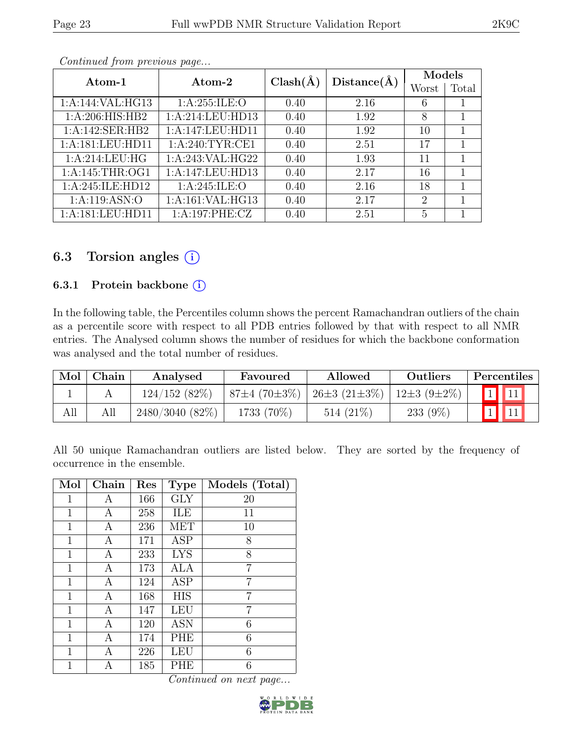*Continued from previous page...*

| Atom-1 | Atom-2 | Clash(Å) | Distance(Å) | Models | |
|---|---|---|---|---|---|
| | | | | Worst | Total |
| 1:A:144:VAL:HG13 | 1:A:255:ILE:O | 0.40 | 2.16 | 6 | 1 |
| 1:A:206:HIS:HB2 | 1:A:214:LEU:HD13 | 0.40 | 1.92 | 8 | 1 |
| 1:A:142:SER:HB2 | 1:A:147:LEU:HD11 | 0.40 | 1.92 | 10 | 1 |
| 1:A:181:LEU:HD11 | 1:A:240:TYR:CE1 | 0.40 | 2.51 | 17 | 1 |
| 1:A:214:LEU:HG | 1:A:243:VAL:HG22 | 0.40 | 1.93 | 11 | 1 |
| 1:A:145:THR:OG1 | 1:A:147:LEU:HD13 | 0.40 | 2.17 | 16 | 1 |
| 1:A:245:ILE:HD12 | 1:A:245:ILE:O | 0.40 | 2.16 | 18 | 1 |
| 1:A:119:ASN:O | 1:A:161:VAL:HG13 | 0.40 | 2.17 | 2 | 1 |
| 1:A:181:LEU:HD11 | 1:A:197:PHE:CZ | 0.40 | 2.51 | 5 | 1 |

## 6.3 Torsion angles (i)

### 6.3.1 Protein backbone (i)

In the following table, the Percentiles column shows the percent Ramachandran outliers of the chain as a percentile score with respect to all PDB entries followed by that with respect to all NMR entries. The Analysed column shows the number of residues for which the backbone conformation was analysed and the total number of residues.

| Mol | Chain | Analysed | Favoured | Allowed | Outliers | Percentiles | |
|---|---|---|---|---|---|---|---|
| 1 | A | 124/152 (82%) | 87±4 (70±3%) | 26±3 (21±3%) | 12±3 (9±2%) | 1 | 11 |
| All | All | 2480/3040 (82%) | 1733 (70%) | 514 (21%) | 233 (9%) | 1 | 11 |

All 50 unique Ramachandran outliers are listed below. They are sorted by the frequency of occurrence in the ensemble.

| Mol | Chain | Res | Type | Models (Total) |
|---|---|---|---|---|
| 1 | A | 166 | GLY | 20 |
| 1 | A | 258 | ILE | 11 |
| 1 | A | 236 | MET | 10 |
| 1 | A | 171 | ASP | 8 |
| 1 | A | 233 | LYS | 8 |
| 1 | A | 173 | ALA | 7 |
| 1 | A | 124 | ASP | 7 |
| 1 | A | 168 | HIS | 7 |
| 1 | A | 147 | LEU | 7 |
| 1 | A | 120 | ASN | 6 |
| 1 | A | 174 | PHE | 6 |
| 1 | A | 226 | LEU | 6 |
| 1 | A | 185 | PHE | 6 |

*Continued on next page...*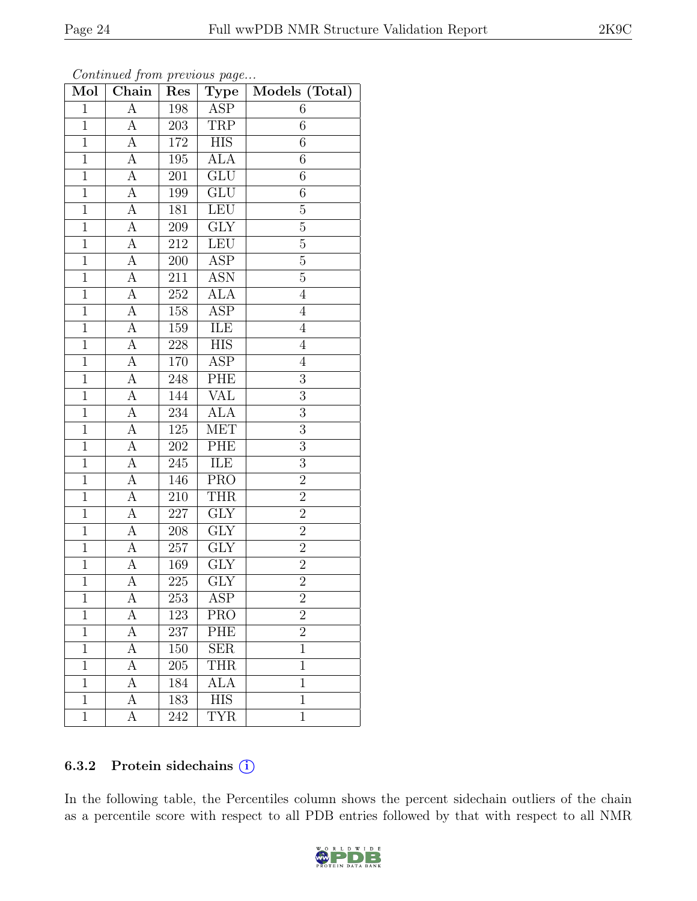*Continued from previous page...*

| Mol | Chain | Res | Type | Models (Total) |
|---|---|---|---|---|
| 1 | A | 198 | ASP | 6 |
| 1 | A | 203 | TRP | 6 |
| 1 | A | 172 | HIS | 6 |
| 1 | A | 195 | ALA | 6 |
| 1 | A | 201 | GLU | 6 |
| 1 | A | 199 | GLU | 6 |
| 1 | A | 181 | LEU | 5 |
| 1 | A | 209 | GLY | 5 |
| 1 | A | 212 | LEU | 5 |
| 1 | A | 200 | ASP | 5 |
| 1 | A | 211 | ASN | 5 |
| 1 | A | 252 | ALA | 4 |
| 1 | A | 158 | ASP | 4 |
| 1 | A | 159 | ILE | 4 |
| 1 | A | 228 | HIS | 4 |
| 1 | A | 170 | ASP | 4 |
| 1 | A | 248 | PHE | 3 |
| 1 | A | 144 | VAL | 3 |
| 1 | A | 234 | ALA | 3 |
| 1 | A | 125 | MET | 3 |
| 1 | A | 202 | PHE | 3 |
| 1 | A | 245 | ILE | 3 |
| 1 | A | 146 | PRO | 2 |
| 1 | A | 210 | THR | 2 |
| 1 | A | 227 | GLY | 2 |
| 1 | A | 208 | GLY | 2 |
| 1 | A | 257 | GLY | 2 |
| 1 | A | 169 | GLY | 2 |
| 1 | A | 225 | GLY | 2 |
| 1 | A | 253 | ASP | 2 |
| 1 | A | 123 | PRO | 2 |
| 1 | A | 237 | PHE | 2 |
| 1 | A | 150 | SER | 1 |
| 1 | A | 205 | THR | 1 |
| 1 | A | 184 | ALA | 1 |
| 1 | A | 183 | HIS | 1 |
| 1 | A | 242 | TYR | 1 |

### 6.3.2 Protein sidechains

In the following table, the Percentiles column shows the percent sidechain outliers of the chain as a percentile score with respect to all PDB entries followed by that with respect to all NMR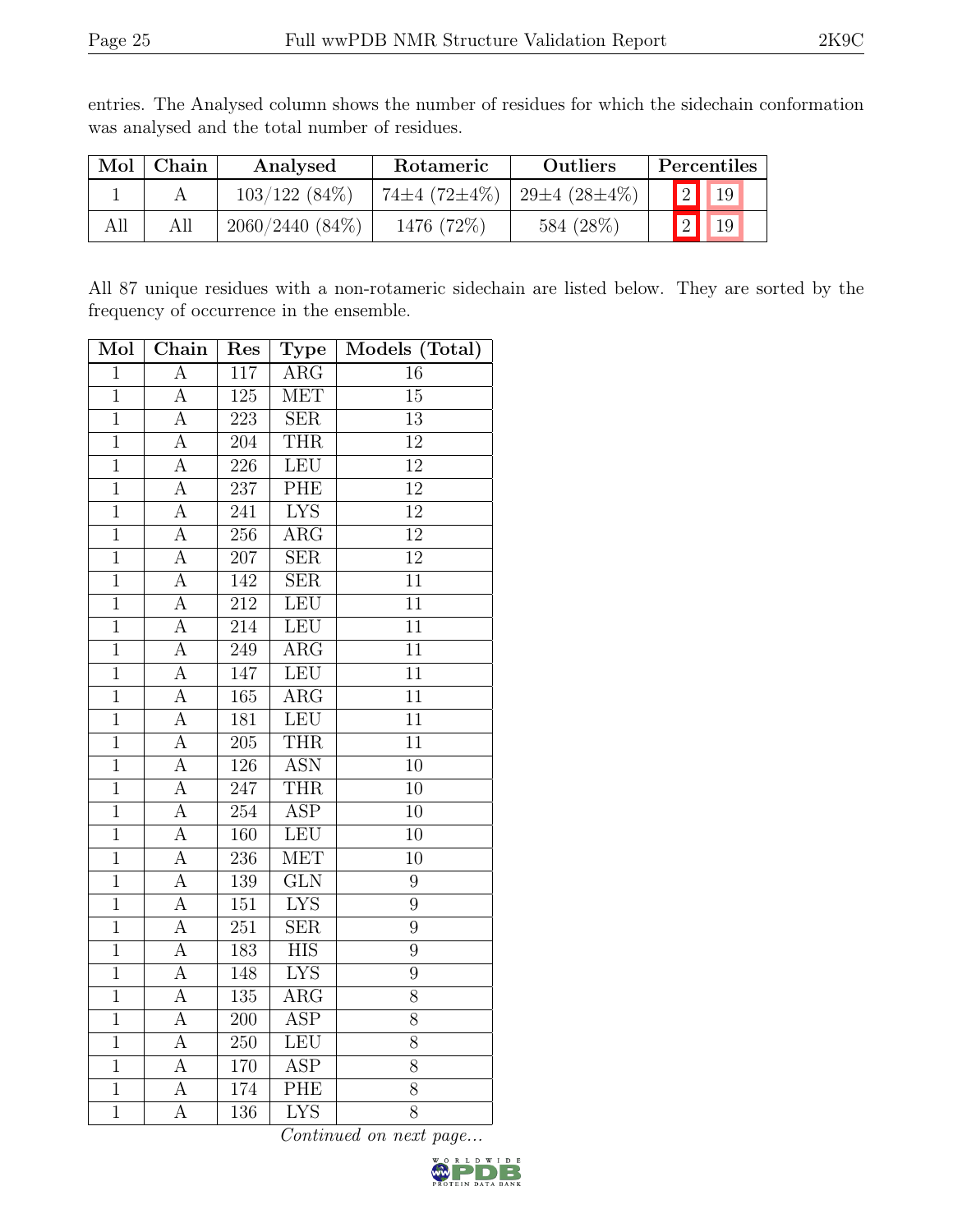entries. The Analysed column shows the number of residues for which the sidechain conformation was analysed and the total number of residues.

| Mol | Chain | Analysed | Rotameric | Outliers | Percentiles | |
|---|---|---|---|---|---|---|
| 1 | A | 103/122 (84%) | 74±4 (72±4%) | 29±4 (28±4%) | 2 | 19 |
| All | All | 2060/2440 (84%) | 1476 (72%) | 584 (28%) | 2 | 19 |

All 87 unique residues with a non-rotameric sidechain are listed below. They are sorted by the frequency of occurrence in the ensemble.

| Mol | Chain | Res | Type | Models (Total) |
|---|---|---|---|---|
| 1 | A | 117 | ARG | 16 |
| 1 | A | 125 | MET | 15 |
| 1 | A | 223 | SER | 13 |
| 1 | A | 204 | THR | 12 |
| 1 | A | 226 | LEU | 12 |
| 1 | A | 237 | PHE | 12 |
| 1 | A | 241 | LYS | 12 |
| 1 | A | 256 | ARG | 12 |
| 1 | A | 207 | SER | 12 |
| 1 | A | 142 | SER | 11 |
| 1 | A | 212 | LEU | 11 |
| 1 | A | 214 | LEU | 11 |
| 1 | A | 249 | ARG | 11 |
| 1 | A | 147 | LEU | 11 |
| 1 | A | 165 | ARG | 11 |
| 1 | A | 181 | LEU | 11 |
| 1 | A | 205 | THR | 11 |
| 1 | A | 126 | ASN | 10 |
| 1 | A | 247 | THR | 10 |
| 1 | A | 254 | ASP | 10 |
| 1 | A | 160 | LEU | 10 |
| 1 | A | 236 | MET | 10 |
| 1 | A | 139 | GLN | 9 |
| 1 | A | 151 | LYS | 9 |
| 1 | A | 251 | SER | 9 |
| 1 | A | 183 | HIS | 9 |
| 1 | A | 148 | LYS | 9 |
| 1 | A | 135 | ARG | 8 |
| 1 | A | 200 | ASP | 8 |
| 1 | A | 250 | LEU | 8 |
| 1 | A | 170 | ASP | 8 |
| 1 | A | 174 | PHE | 8 |
| 1 | A | 136 | LYS | 8 |

*Continued on next page...*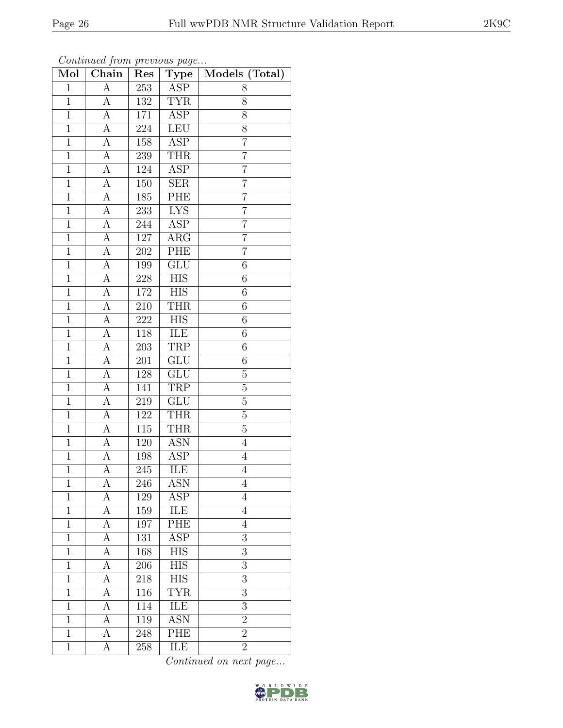*Continued from previous page...*

| Mol | Chain | Res | Type | Models (Total) |
|---|---|---|---|---|
| 1 | A | 253 | ASP | 8 |
| 1 | A | 132 | TYR | 8 |
| 1 | A | 171 | ASP | 8 |
| 1 | A | 224 | LEU | 8 |
| 1 | A | 158 | ASP | 7 |
| 1 | A | 239 | THR | 7 |
| 1 | A | 124 | ASP | 7 |
| 1 | A | 150 | SER | 7 |
| 1 | A | 185 | PHE | 7 |
| 1 | A | 233 | LYS | 7 |
| 1 | A | 244 | ASP | 7 |
| 1 | A | 127 | ARG | 7 |
| 1 | A | 202 | PHE | 7 |
| 1 | A | 199 | GLU | 6 |
| 1 | A | 228 | HIS | 6 |
| 1 | A | 172 | HIS | 6 |
| 1 | A | 210 | THR | 6 |
| 1 | A | 222 | HIS | 6 |
| 1 | A | 118 | ILE | 6 |
| 1 | A | 203 | TRP | 6 |
| 1 | A | 201 | GLU | 6 |
| 1 | A | 128 | GLU | 5 |
| 1 | A | 141 | TRP | 5 |
| 1 | A | 219 | GLU | 5 |
| 1 | A | 122 | THR | 5 |
| 1 | A | 115 | THR | 5 |
| 1 | A | 120 | ASN | 4 |
| 1 | A | 198 | ASP | 4 |
| 1 | A | 245 | ILE | 4 |
| 1 | A | 246 | ASN | 4 |
| 1 | A | 129 | ASP | 4 |
| 1 | A | 159 | ILE | 4 |
| 1 | A | 197 | PHE | 4 |
| 1 | A | 131 | ASP | 3 |
| 1 | A | 168 | HIS | 3 |
| 1 | A | 206 | HIS | 3 |
| 1 | A | 218 | HIS | 3 |
| 1 | A | 116 | TYR | 3 |
| 1 | A | 114 | ILE | 3 |
| 1 | A | 119 | ASN | 2 |
| 1 | A | 248 | PHE | 2 |
| 1 | A | 258 | ILE | 2 |

*Continued on next page...*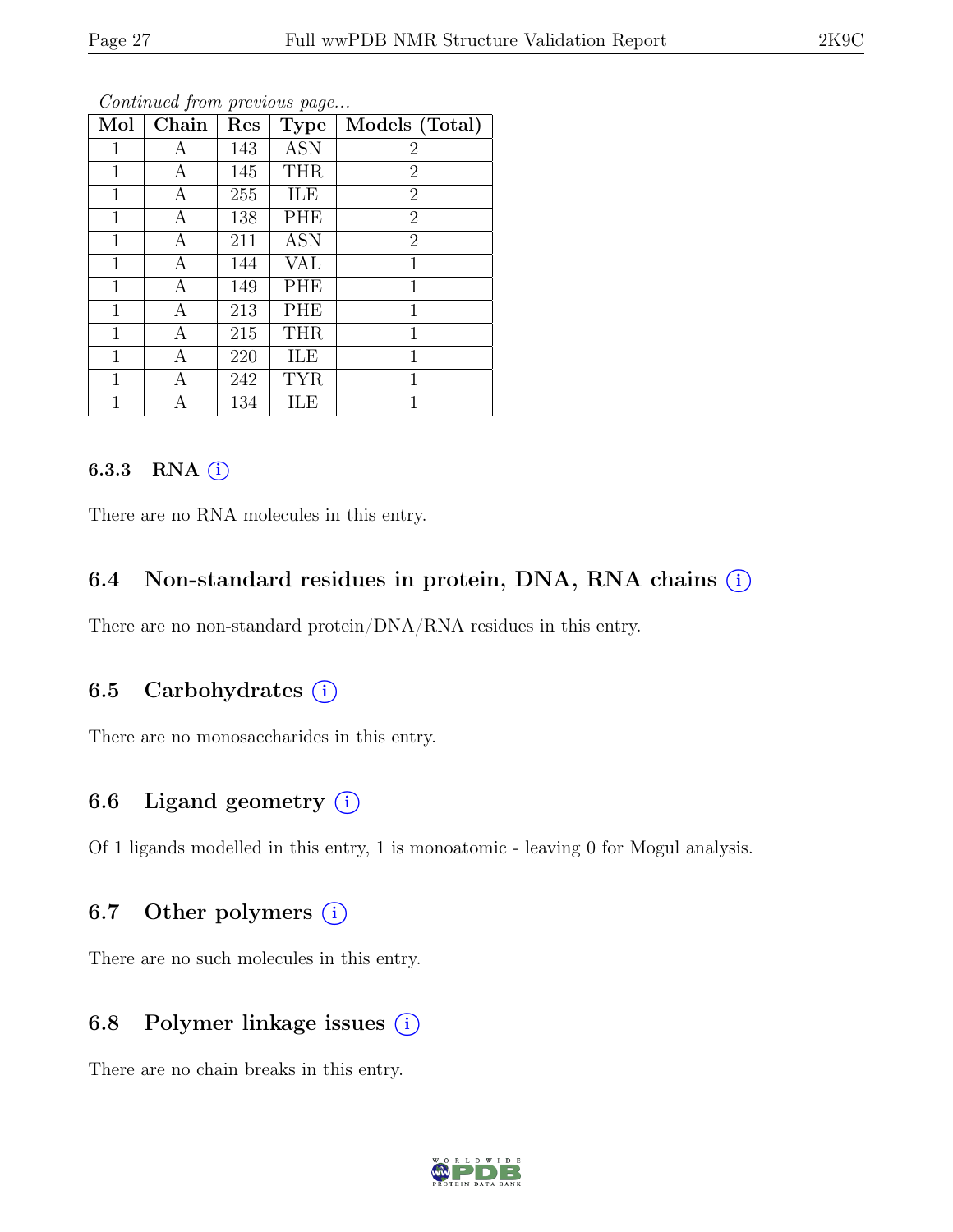*Continued from previous page...*

| Mol | Chain | Res | Type | Models (Total) |
|---|---|---|---|---|
| 1 | A | 143 | ASN | 2 |
| 1 | A | 145 | THR | 2 |
| 1 | A | 255 | ILE | 2 |
| 1 | A | 138 | PHE | 2 |
| 1 | A | 211 | ASN | 2 |
| 1 | A | 144 | VAL | 1 |
| 1 | A | 149 | PHE | 1 |
| 1 | A | 213 | PHE | 1 |
| 1 | A | 215 | THR | 1 |
| 1 | A | 220 | ILE | 1 |
| 1 | A | 242 | TYR | 1 |
| 1 | A | 134 | ILE | 1 |

#### 6.3.3 RNA (i)

There are no RNA molecules in this entry.

### 6.4 Non-standard residues in protein, DNA, RNA chains (i)

There are no non-standard protein/DNA/RNA residues in this entry.

### 6.5 Carbohydrates (i)

There are no monosaccharides in this entry.

### 6.6 Ligand geometry (i)

Of 1 ligands modelled in this entry, 1 is monoatomic - leaving 0 for Mogul analysis.

### 6.7 Other polymers (i)

There are no such molecules in this entry.

### 6.8 Polymer linkage issues (i)

There are no chain breaks in this entry.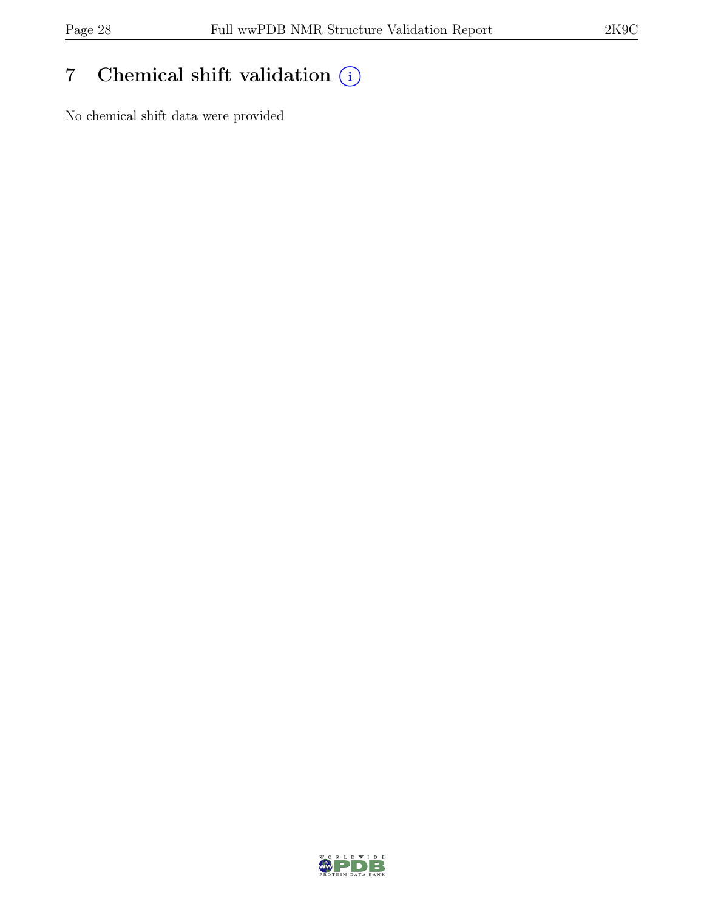# 7 Chemical shift validation

No chemical shift data were provided